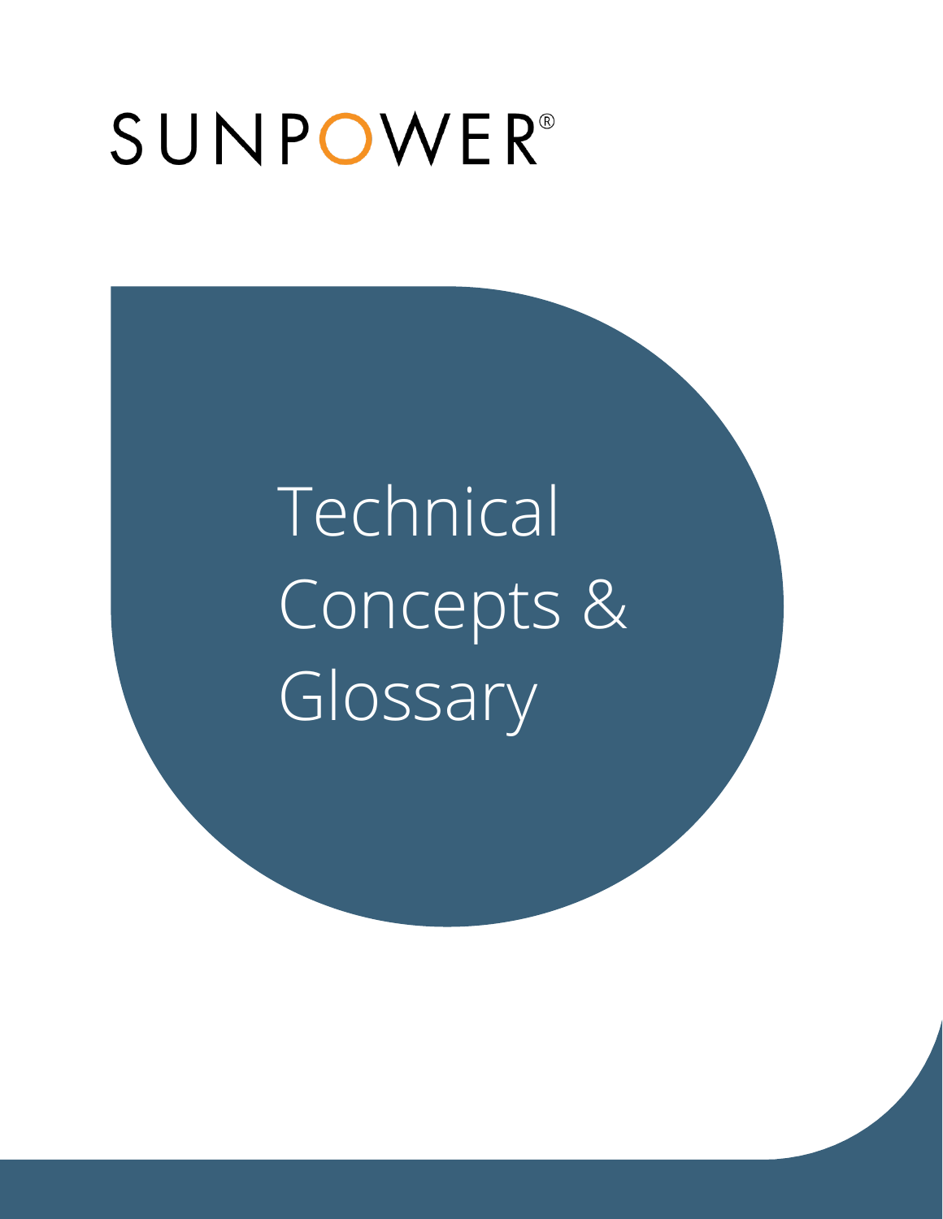SUNPOWER®

# Technical Concepts & Glossary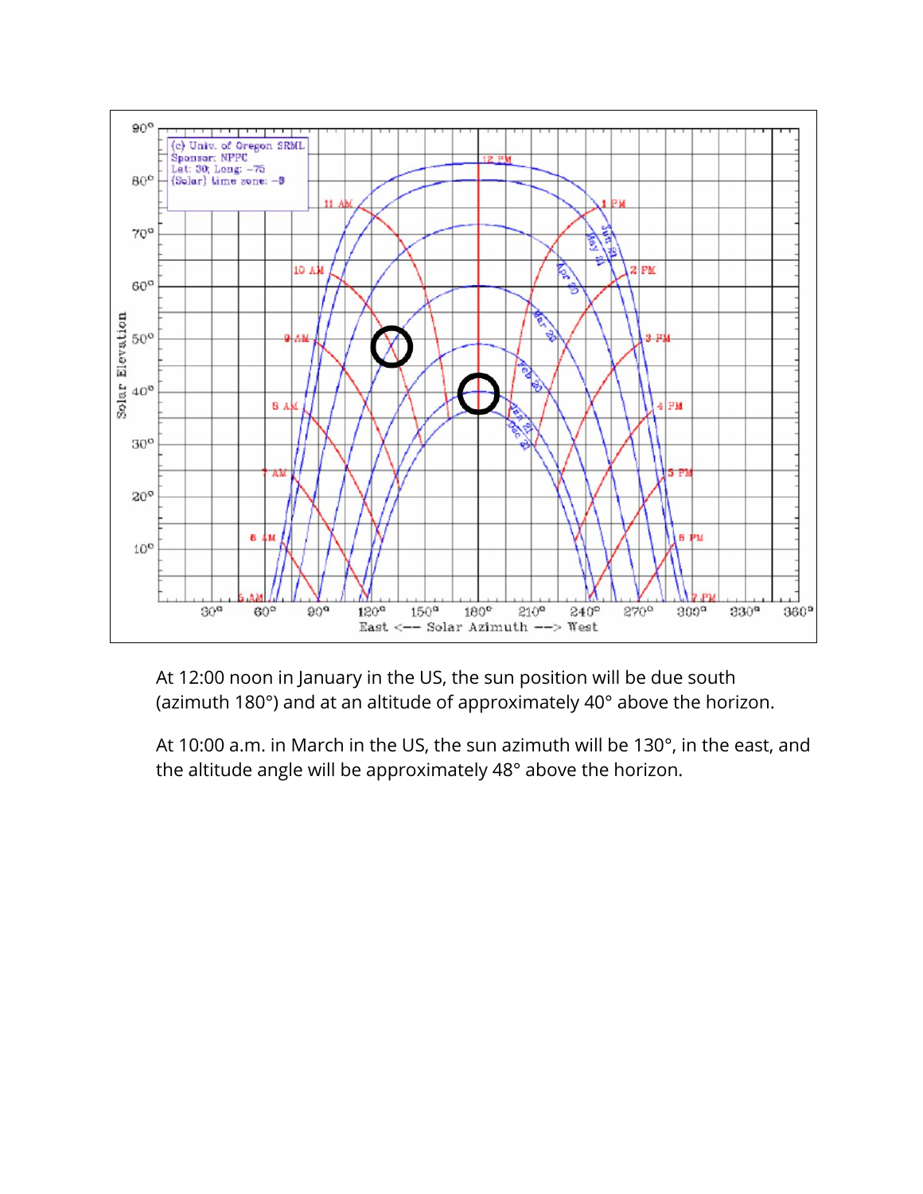At 12:00 noon in January in the US, the sun position will be due south (azimuth 180°) and at an altitude of approximately 40° above the horizon.

At 10:00 a.m. in March in the US, the sun azimuth will be 130°, in the east, and the altitude angle will be approximately 48° above the horizon.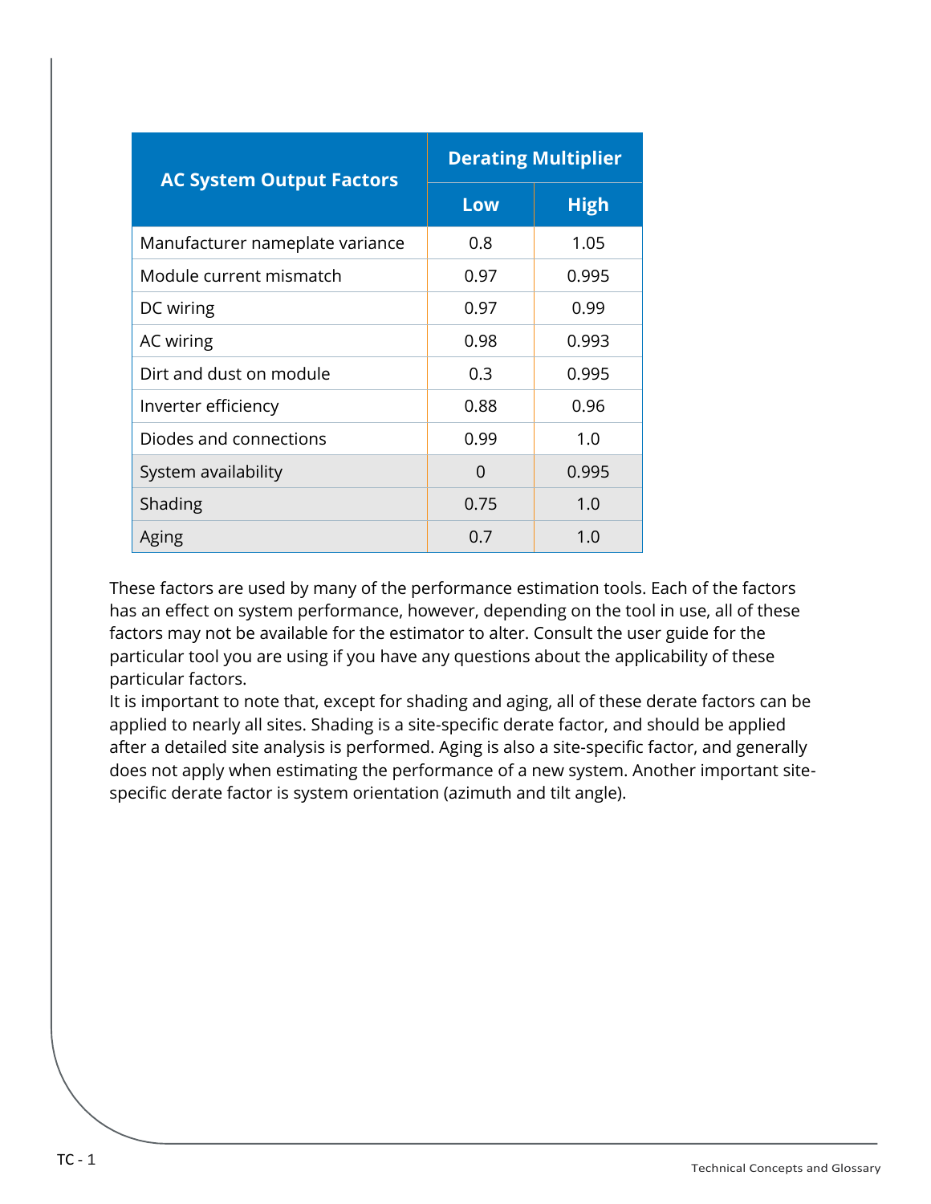| AC System Output Factors | Derating Multiplier | |
|---|---|---|
| | Low | High |
| Manufacturer nameplate variance | 0.8 | 1.05 |
| Module current mismatch | 0.97 | 0.995 |
| DC wiring | 0.97 | 0.99 |
| AC wiring | 0.98 | 0.993 |
| Dirt and dust on module | 0.3 | 0.995 |
| Inverter efficiency | 0.88 | 0.96 |
| Diodes and connections | 0.99 | 1.0 |
| System availability | 0 | 0.995 |
| Shading | 0.75 | 1.0 |
| Aging | 0.7 | 1.0 |

These factors are used by many of the performance estimation tools. Each of the factors has an effect on system performance, however, depending on the tool in use, all of these factors may not be available for the estimator to alter. Consult the user guide for the particular tool you are using if you have any questions about the applicability of these particular factors.

It is important to note that, except for shading and aging, all of these derate factors can be applied to nearly all sites. Shading is a site-specific derate factor, and should be applied after a detailed site analysis is performed. Aging is also a site-specific factor, and generally does not apply when estimating the performance of a new system. Another important site-specific derate factor is system orientation (azimuth and tilt angle).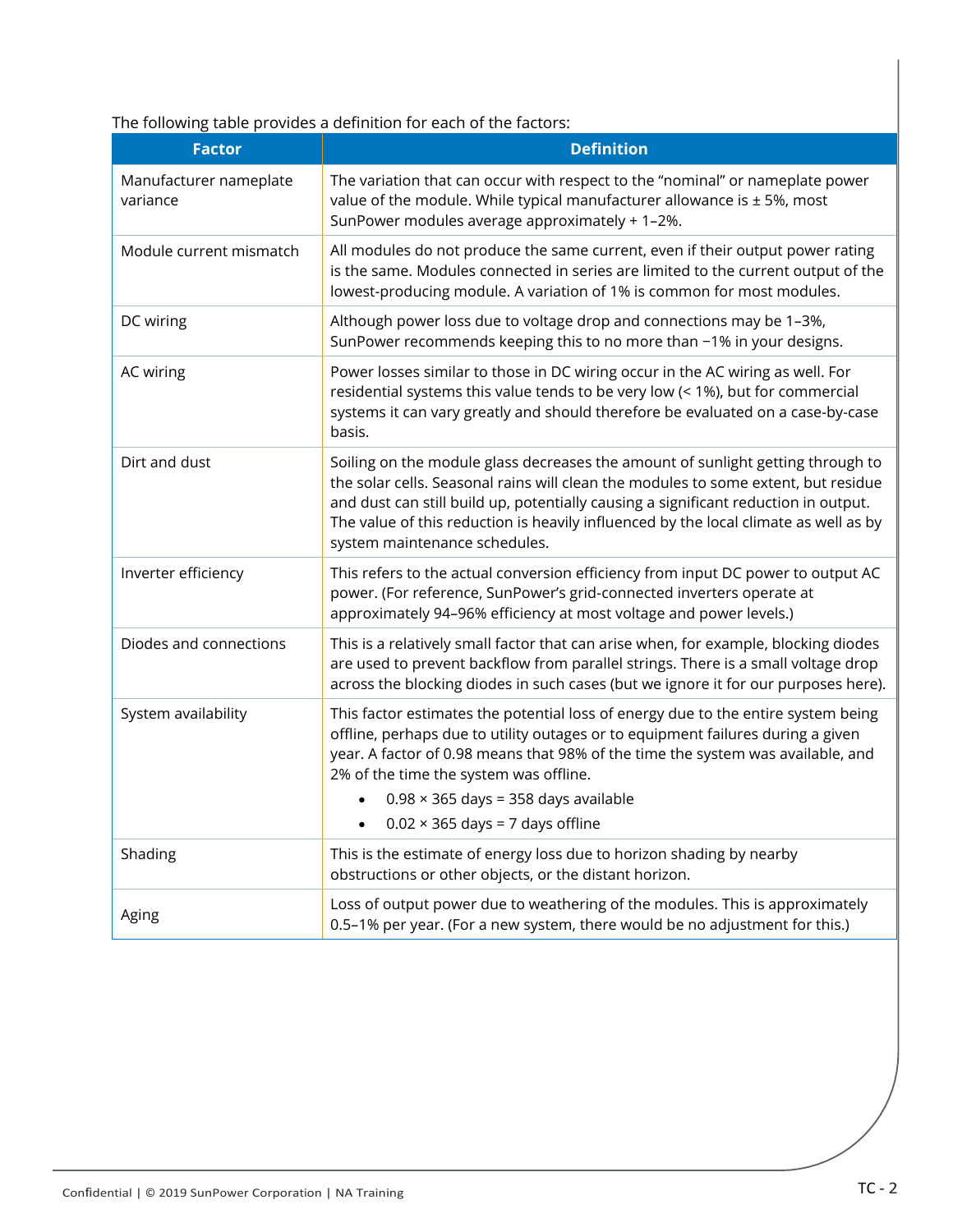The following table provides a definition for each of the factors:

| Factor | Definition |
| --- | --- |
| Manufacturer nameplate variance | The variation that can occur with respect to the “nominal” or nameplate power value of the module. While typical manufacturer allowance is ± 5%, most SunPower modules average approximately + 1–2%. |
| Module current mismatch | All modules do not produce the same current, even if their output power rating is the same. Modules connected in series are limited to the current output of the lowest-producing module. A variation of 1% is common for most modules. |
| DC wiring | Although power loss due to voltage drop and connections may be 1–3%, SunPower recommends keeping this to no more than −1% in your designs. |
| AC wiring | Power losses similar to those in DC wiring occur in the AC wiring as well. For residential systems this value tends to be very low (< 1%), but for commercial systems it can vary greatly and should therefore be evaluated on a case-by-case basis. |
| Dirt and dust | Soiling on the module glass decreases the amount of sunlight getting through to the solar cells. Seasonal rains will clean the modules to some extent, but residue and dust can still build up, potentially causing a significant reduction in output. The value of this reduction is heavily influenced by the local climate as well as by system maintenance schedules. |
| Inverter efficiency | This refers to the actual conversion efficiency from input DC power to output AC power. (For reference, SunPower’s grid-connected inverters operate at approximately 94–96% efficiency at most voltage and power levels.) |
| Diodes and connections | This is a relatively small factor that can arise when, for example, blocking diodes are used to prevent backflow from parallel strings. There is a small voltage drop across the blocking diodes in such cases (but we ignore it for our purposes here). |
| System availability | This factor estimates the potential loss of energy due to the entire system being offline, perhaps due to utility outages or to equipment failures during a given year. A factor of 0.98 means that 98% of the time the system was available, and 2% of the time the system was offline.<br>• 0.98 × 365 days = 358 days available<br>• 0.02 × 365 days = 7 days offline |
| Shading | This is the estimate of energy loss due to horizon shading by nearby obstructions or other objects, or the distant horizon. |
| Aging | Loss of output power due to weathering of the modules. This is approximately 0.5–1% per year. (For a new system, there would be no adjustment for this.) |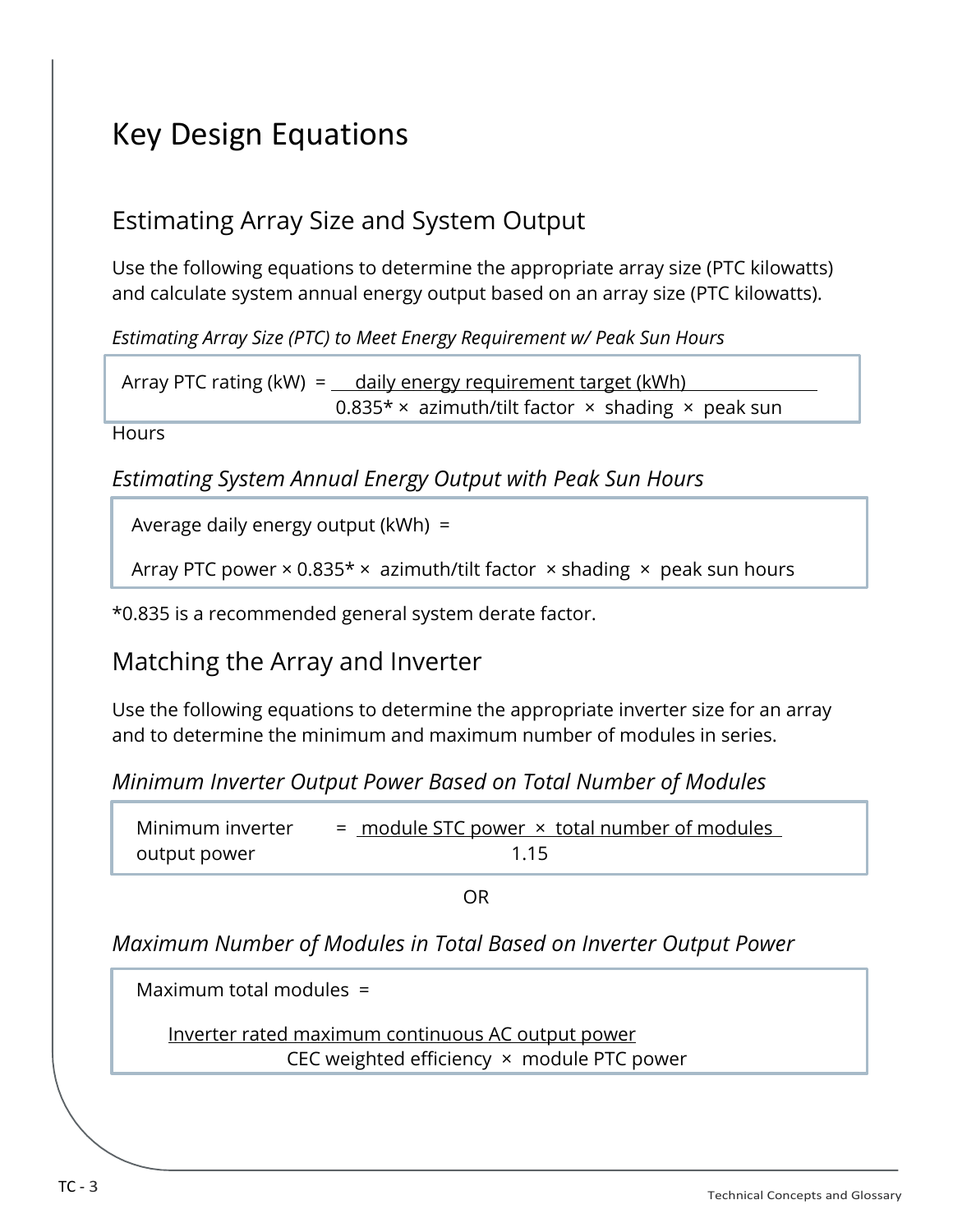# Key Design Equations

## Estimating Array Size and System Output

Use the following equations to determine the appropriate array size (PTC kilowatts) and calculate system annual energy output based on an array size (PTC kilowatts).

*Estimating Array Size (PTC) to Meet Energy Requirement w/ Peak Sun Hours*

$$\text{Array PTC rating (kW)} = \frac{\text{daily energy requirement target (kWh)}}{0.835^{*} \times \text{azimuth/tilt factor} \times \text{shading} \times \text{peak sun Hours}}$$

### *Estimating System Annual Energy Output with Peak Sun Hours*

$$\text{Average daily energy output (kWh)} = \text{Array PTC power} \times 0.835^{*} \times \text{azimuth/tilt factor} \times \text{shading} \times \text{peak sun hours}$$

*0.835 is a recommended general system derate factor.

## Matching the Array and Inverter

Use the following equations to determine the appropriate inverter size for an array and to determine the minimum and maximum number of modules in series.

### *Minimum Inverter Output Power Based on Total Number of Modules*

$$\text{Minimum inverter output power} = \frac{\text{module STC power} \times \text{total number of modules}}{1.15}$$

OR

### *Maximum Number of Modules in Total Based on Inverter Output Power*

$$\text{Maximum total modules} = \frac{\text{Inverter rated maximum continuous AC output power}}{\text{CEC weighted efficiency} \times \text{module PTC power}}$$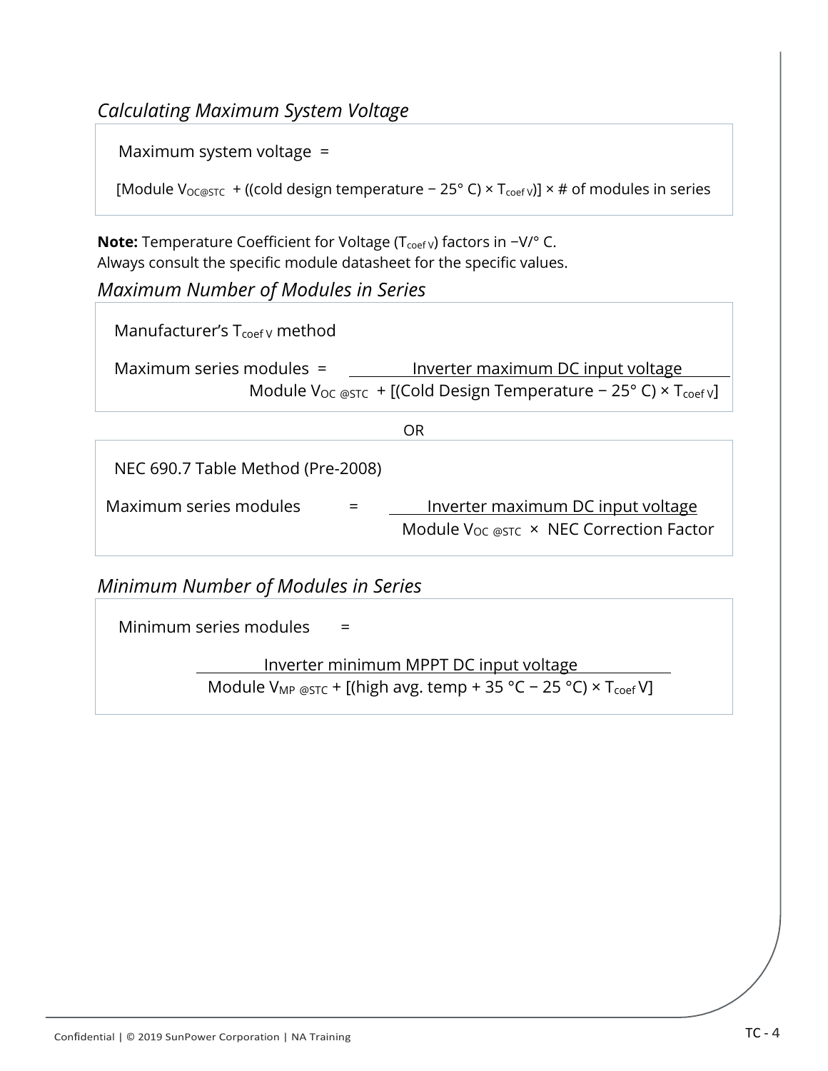## *Calculating Maximum System Voltage*

Maximum system voltage =

$$[\text{Module } V_{OC@STC} + ((\text{cold design temperature} - 25°\text{ C}) \times T_{coef\,V})] \times \#\text{ of modules in series}$$

**Note:** Temperature Coefficient for Voltage ($T_{coef\,V}$) factors in −V/° C.
Always consult the specific module datasheet for the specific values.

## *Maximum Number of Modules in Series*

Manufacturer's $T_{coef\,V}$ method

$$\text{Maximum series modules} = \frac{\text{Inverter maximum DC input voltage}}{\text{Module } V_{OC\,@STC} + [(\text{Cold Design Temperature} - 25°\text{ C}) \times T_{coef\,V}]}$$

OR

NEC 690.7 Table Method (Pre-2008)

$$\text{Maximum series modules} = \frac{\text{Inverter maximum DC input voltage}}{\text{Module } V_{OC\,@STC} \times \text{NEC Correction Factor}}$$

## *Minimum Number of Modules in Series*

Minimum series modules =

$$\frac{\text{Inverter minimum MPPT DC input voltage}}{\text{Module } V_{MP\,@STC} + [(\text{high avg. temp} + 35\text{ °C} - 25\text{ °C}) \times T_{coef}\,V]}$$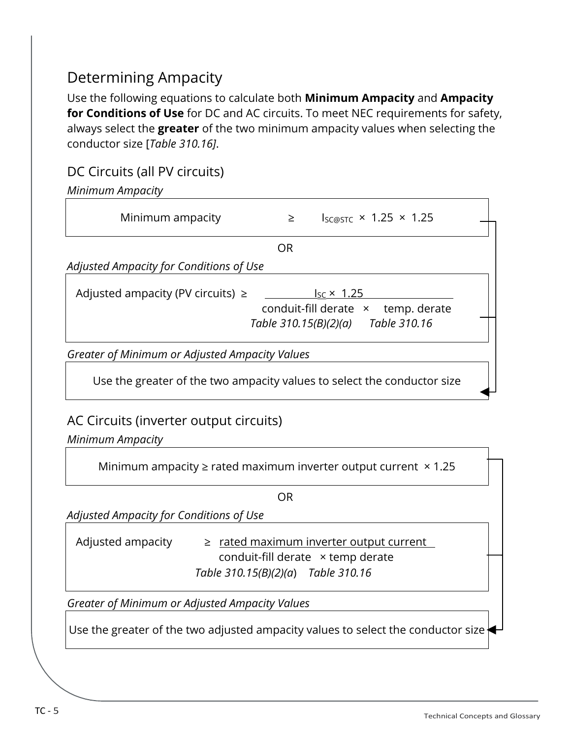## Determining Ampacity

Use the following equations to calculate both **Minimum Ampacity** and **Ampacity for Conditions of Use** for DC and AC circuits. To meet NEC requirements for safety, always select the **greater** of the two minimum ampacity values when selecting the conductor size [*Table 310.16]*.

### DC Circuits (all PV circuits)

*Minimum Ampacity*

$$\text{Minimum ampacity} \geq I_{SC@STC} \times 1.25 \times 1.25$$

OR

*Adjusted Ampacity for Conditions of Use*

$$\text{Adjusted ampacity (PV circuits)} \geq \frac{I_{SC} \times 1.25}{\text{conduit-fill derate} \times \text{temp. derate}}$$

*Table 310.15(B)(2)(a)* *Table 310.16*

*Greater of Minimum or Adjusted Ampacity Values*

Use the greater of the two ampacity values to select the conductor size

### AC Circuits (inverter output circuits)

*Minimum Ampacity*

$$\text{Minimum ampacity} \geq \text{rated maximum inverter output current} \times 1.25$$

OR

*Adjusted Ampacity for Conditions of Use*

$$\text{Adjusted ampacity} \geq \frac{\text{rated maximum inverter output current}}{\text{conduit-fill derate} \times \text{temp derate}}$$

*Table 310.15(B)(2)(a)* *Table 310.16*

*Greater of Minimum or Adjusted Ampacity Values*

Use the greater of the two adjusted ampacity values to select the conductor size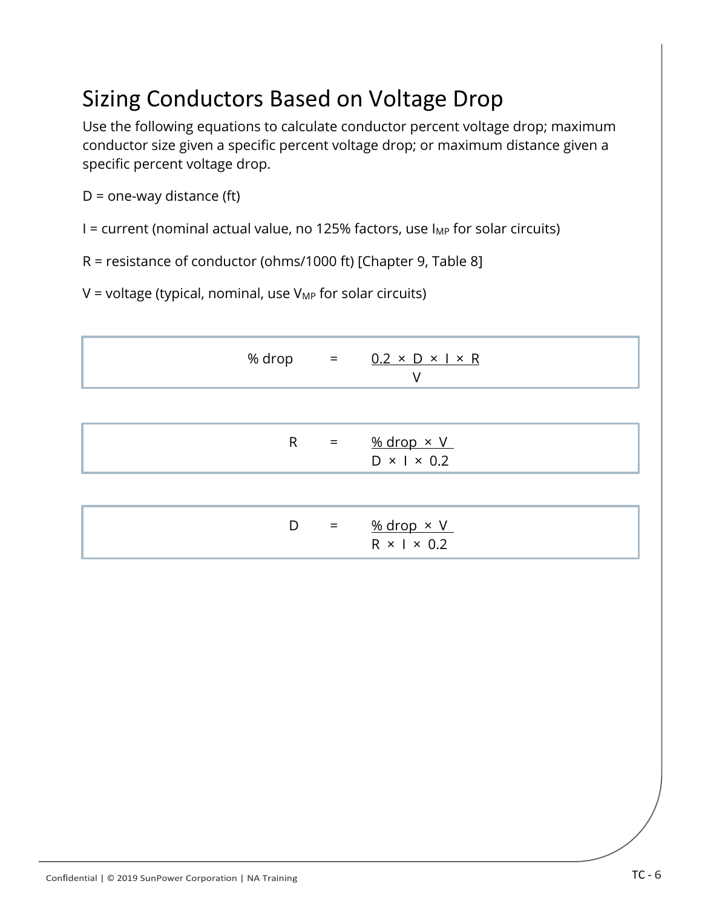# Sizing Conductors Based on Voltage Drop

Use the following equations to calculate conductor percent voltage drop; maximum conductor size given a specific percent voltage drop; or maximum distance given a specific percent voltage drop.

D = one-way distance (ft)

I = current (nominal actual value, no 125% factors, use $I_{MP}$ for solar circuits)

R = resistance of conductor (ohms/1000 ft) [Chapter 9, Table 8]

V = voltage (typical, nominal, use $V_{MP}$ for solar circuits)

$$\%\ \text{drop} = \frac{0.2 \times D \times I \times R}{V}$$

$$R = \frac{\%\ \text{drop} \times V}{D \times I \times 0.2}$$

$$D = \frac{\%\ \text{drop} \times V}{R \times I \times 0.2}$$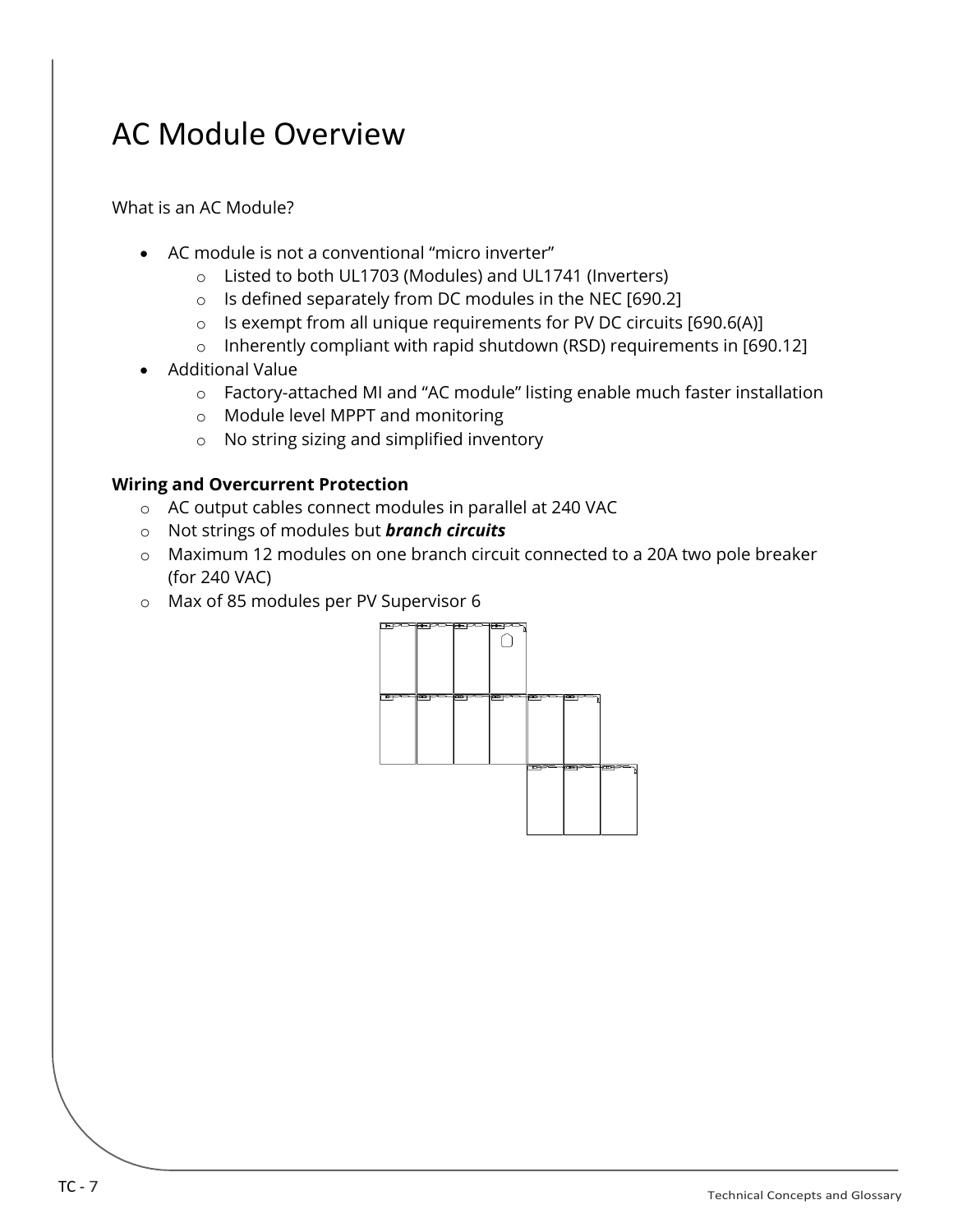# AC Module Overview

What is an AC Module?

- AC module is not a conventional “micro inverter”
  - Listed to both UL1703 (Modules) and UL1741 (Inverters)
  - Is defined separately from DC modules in the NEC [690.2]
  - Is exempt from all unique requirements for PV DC circuits [690.6(A)]
  - Inherently compliant with rapid shutdown (RSD) requirements in [690.12]
- Additional Value
  - Factory-attached MI and “AC module” listing enable much faster installation
  - Module level MPPT and monitoring
  - No string sizing and simplified inventory

**Wiring and Overcurrent Protection**

- AC output cables connect modules in parallel at 240 VAC
- Not strings of modules but ***branch circuits***
- Maximum 12 modules on one branch circuit connected to a 20A two pole breaker (for 240 VAC)
- Max of 85 modules per PV Supervisor 6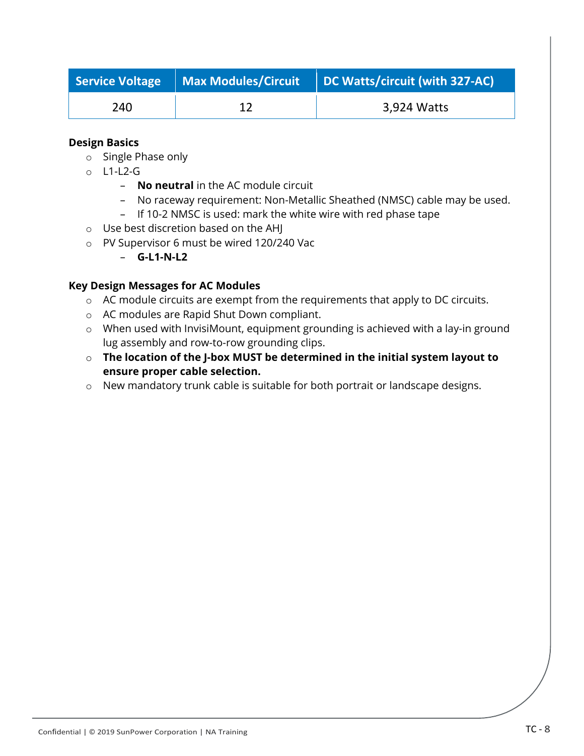| Service Voltage | Max Modules/Circuit | DC Watts/circuit (with 327-AC) |
|---|---|---|
| 240 | 12 | 3,924 Watts |

**Design Basics**

- Single Phase only
- L1-L2-G
  - **No neutral** in the AC module circuit
  - No raceway requirement: Non-Metallic Sheathed (NMSC) cable may be used.
  - If 10-2 NMSC is used: mark the white wire with red phase tape
- Use best discretion based on the AHJ
- PV Supervisor 6 must be wired 120/240 Vac
  - **G-L1-N-L2**

**Key Design Messages for AC Modules**

- AC module circuits are exempt from the requirements that apply to DC circuits.
- AC modules are Rapid Shut Down compliant.
- When used with InvisiMount, equipment grounding is achieved with a lay-in ground lug assembly and row-to-row grounding clips.
- **The location of the J-box MUST be determined in the initial system layout to ensure proper cable selection.**
- New mandatory trunk cable is suitable for both portrait or landscape designs.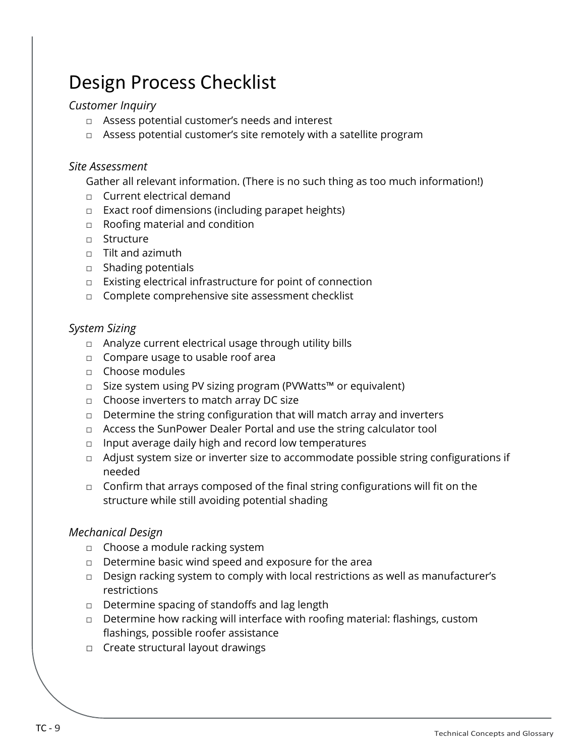# Design Process Checklist

*Customer Inquiry*

- □ Assess potential customer’s needs and interest
- □ Assess potential customer’s site remotely with a satellite program

*Site Assessment*

Gather all relevant information. (There is no such thing as too much information!)

- □ Current electrical demand
- □ Exact roof dimensions (including parapet heights)
- □ Roofing material and condition
- □ Structure
- □ Tilt and azimuth
- □ Shading potentials
- □ Existing electrical infrastructure for point of connection
- □ Complete comprehensive site assessment checklist

*System Sizing*

- □ Analyze current electrical usage through utility bills
- □ Compare usage to usable roof area
- □ Choose modules
- □ Size system using PV sizing program (PVWatts™ or equivalent)
- □ Choose inverters to match array DC size
- □ Determine the string configuration that will match array and inverters
- □ Access the SunPower Dealer Portal and use the string calculator tool
- □ Input average daily high and record low temperatures
- □ Adjust system size or inverter size to accommodate possible string configurations if needed
- □ Confirm that arrays composed of the final string configurations will fit on the structure while still avoiding potential shading

*Mechanical Design*

- □ Choose a module racking system
- □ Determine basic wind speed and exposure for the area
- □ Design racking system to comply with local restrictions as well as manufacturer’s restrictions
- □ Determine spacing of standoffs and lag length
- □ Determine how racking will interface with roofing material: flashings, custom flashings, possible roofer assistance
- □ Create structural layout drawings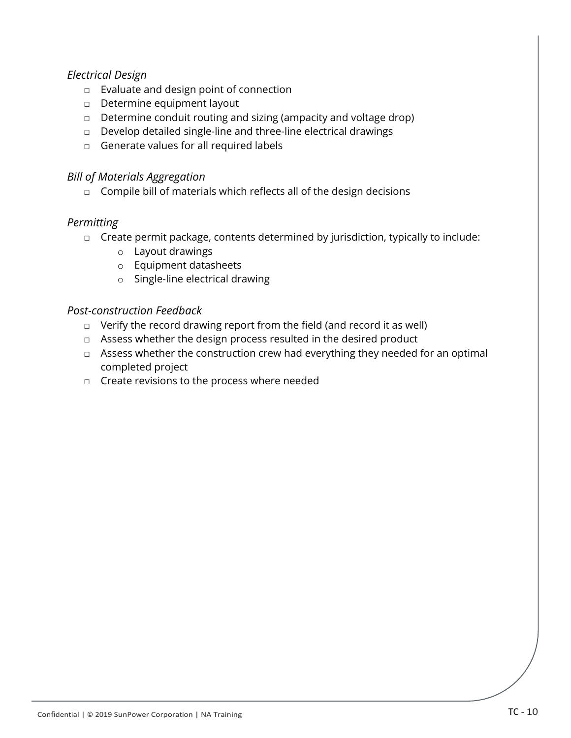*Electrical Design*

- □ Evaluate and design point of connection
- □ Determine equipment layout
- □ Determine conduit routing and sizing (ampacity and voltage drop)
- □ Develop detailed single-line and three-line electrical drawings
- □ Generate values for all required labels

*Bill of Materials Aggregation*

- □ Compile bill of materials which reflects all of the design decisions

*Permitting*

- □ Create permit package, contents determined by jurisdiction, typically to include:
  - o Layout drawings
  - o Equipment datasheets
  - o Single-line electrical drawing

*Post-construction Feedback*

- □ Verify the record drawing report from the field (and record it as well)
- □ Assess whether the design process resulted in the desired product
- □ Assess whether the construction crew had everything they needed for an optimal completed project
- □ Create revisions to the process where needed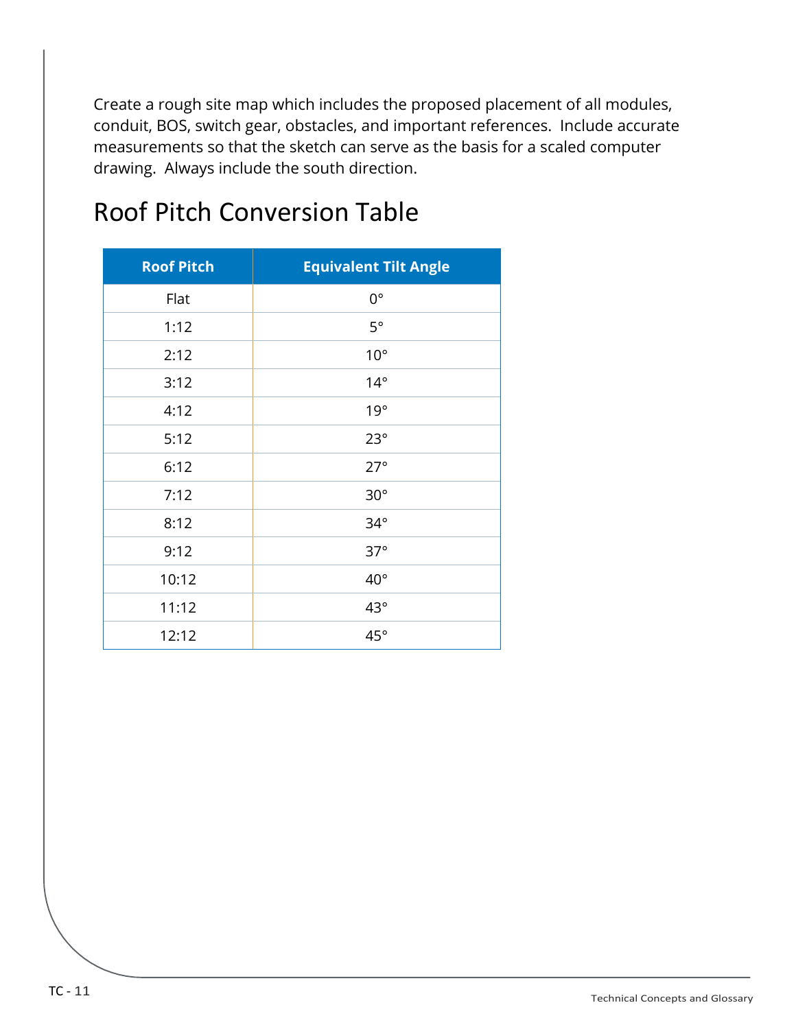Create a rough site map which includes the proposed placement of all modules, conduit, BOS, switch gear, obstacles, and important references. Include accurate measurements so that the sketch can serve as the basis for a scaled computer drawing. Always include the south direction.

## Roof Pitch Conversion Table

| Roof Pitch | Equivalent Tilt Angle |
|---|---|
| Flat | 0° |
| 1:12 | 5° |
| 2:12 | 10° |
| 3:12 | 14° |
| 4:12 | 19° |
| 5:12 | 23° |
| 6:12 | 27° |
| 7:12 | 30° |
| 8:12 | 34° |
| 9:12 | 37° |
| 10:12 | 40° |
| 11:12 | 43° |
| 12:12 | 45° |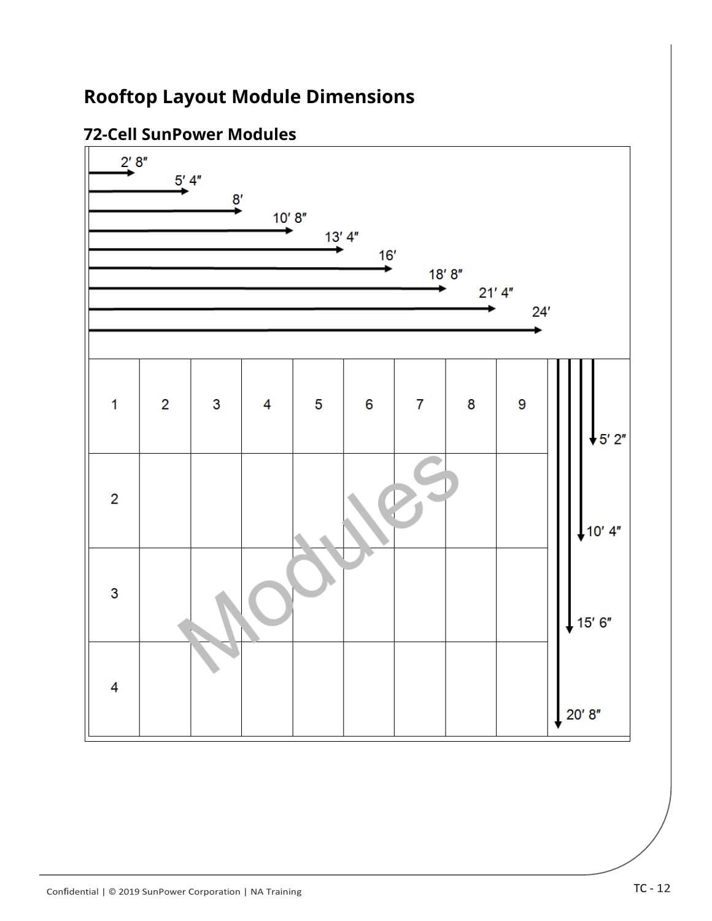# Rooftop Layout Module Dimensions

## 72-Cell SunPower Modules

Horizontal dimensions (columns of modules):

| Columns | Width |
|---|---|
| 1 | 2′ 8″ |
| 2 | 5′ 4″ |
| 3 | 8′ |
| 4 | 10′ 8″ |
| 5 | 13′ 4″ |
| 6 | 16′ |
| 7 | 18′ 8″ |
| 8 | 21′ 4″ |
| 9 | 24′ |

Vertical dimensions (rows of modules):

| Rows | Height |
|---|---|
| 1 | 5′ 2″ |
| 2 | 10′ 4″ |
| 3 | 15′ 6″ |
| 4 | 20′ 8″ |

| 1 | 2 | 3 | 4 | 5 | 6 | 7 | 8 | 9 |
|---|---|---|---|---|---|---|---|---|
| 2 | | | | | | | | |
| 3 | | | | | | | | |
| 4 | | | | | | | | |

Modules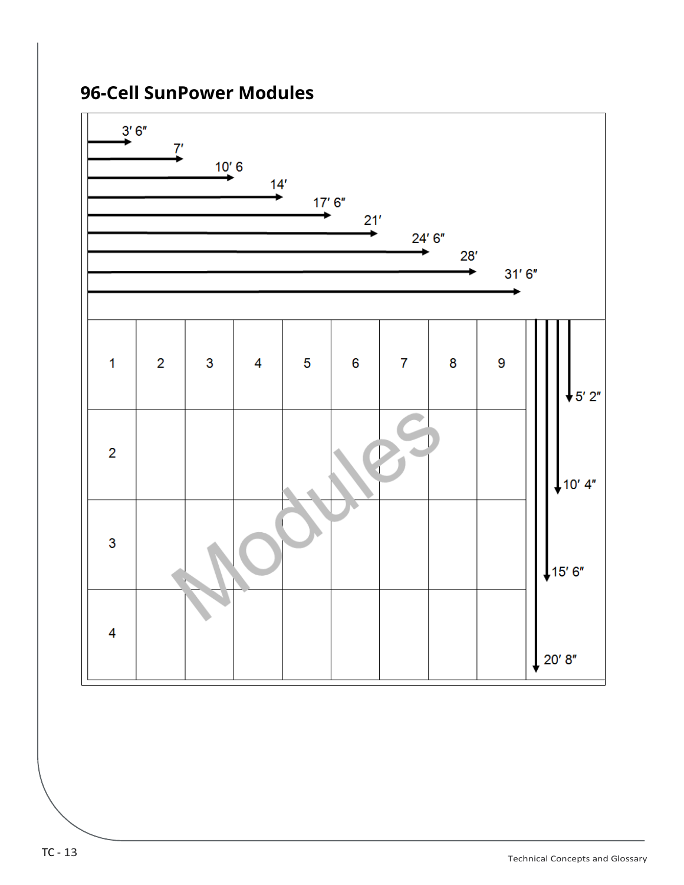## 96-Cell SunPower Modules

| | Width |
|---|---|
| 1 module | 3′ 6″ |
| 2 modules | 7′ |
| 3 modules | 10′ 6 |
| 4 modules | 14′ |
| 5 modules | 17′ 6″ |
| 6 modules | 21′ |
| 7 modules | 24′ 6″ |
| 8 modules | 28′ |
| 9 modules | 31′ 6″ |

| | Height |
|---|---|
| 1 row | 5′ 2″ |
| 2 rows | 10′ 4″ |
| 3 rows | 15′ 6″ |
| 4 rows | 20′ 8″ |

| 1 | 2 | 3 | 4 | 5 | 6 | 7 | 8 | 9 |
|---|---|---|---|---|---|---|---|---|
| 2 | | | | | | | | |
| 3 | | | | | | | | |
| 4 | | | | | | | | |

Modules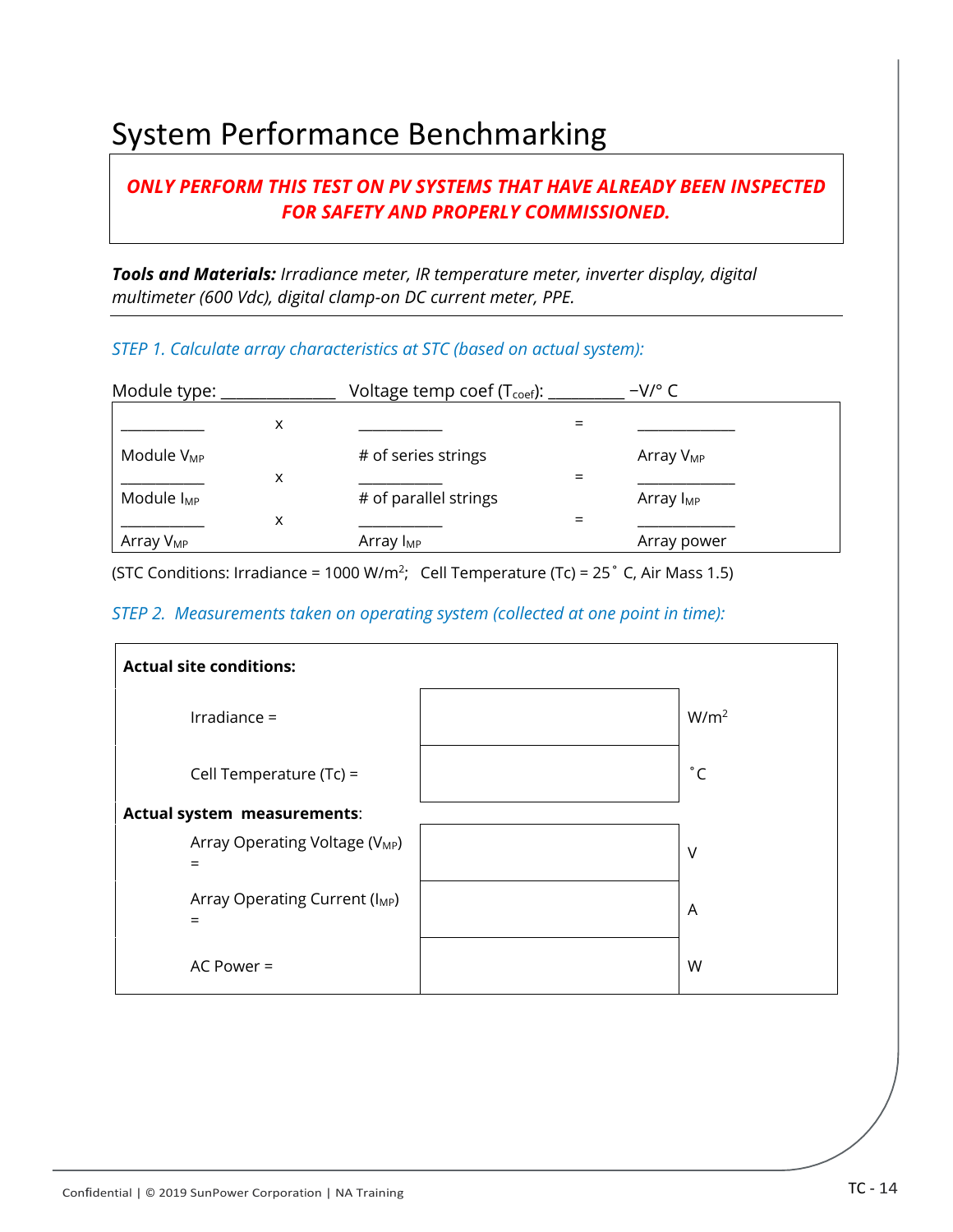# System Performance Benchmarking

***ONLY PERFORM THIS TEST ON PV SYSTEMS THAT HAVE ALREADY BEEN INSPECTED FOR SAFETY AND PROPERLY COMMISSIONED.***

***Tools and Materials:*** *Irradiance meter, IR temperature meter, inverter display, digital multimeter (600 Vdc), digital clamp-on DC current meter, PPE.*

*STEP 1. Calculate array characteristics at STC (based on actual system):*

Module type: _____________ Voltage temp coef ($T_{coef}$): _________ –V/° C

| | | | | |
|---|---|---|---|---|
| __________ Module $V_{MP}$ | x | __________ # of series strings | = | ___________ Array $V_{MP}$ |
| __________ Module $I_{MP}$ | x | __________ # of parallel strings | = | ___________ Array $I_{MP}$ |
| __________ Array $V_{MP}$ | x | __________ Array $I_{MP}$ | = | ___________ Array power |

(STC Conditions: Irradiance = 1000 W/m$^2$; Cell Temperature (Tc) = 25˚ C, Air Mass 1.5)

*STEP 2. Measurements taken on operating system (collected at one point in time):*

| **Actual site conditions:** | | |
|---|---|---|
| Irradiance = | | W/m$^2$ |
| Cell Temperature (Tc) = | | ˚C |
| **Actual system measurements**: | | |
| Array Operating Voltage ($V_{MP}$) = | | V |
| Array Operating Current ($I_{MP}$) = | | A |
| AC Power = | | W |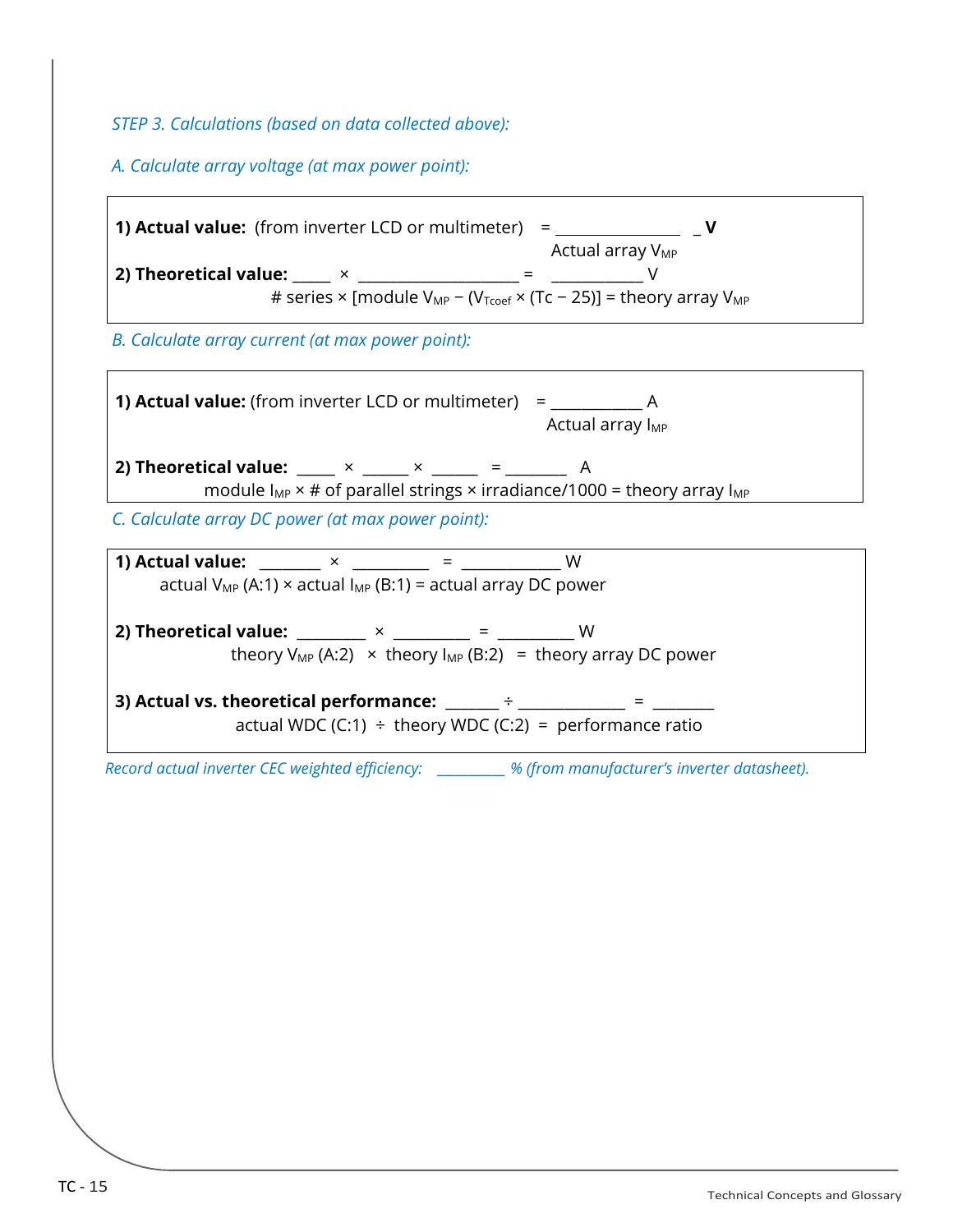*STEP 3. Calculations (based on data collected above):*

*A. Calculate array voltage (at max power point):*

**1) Actual value:** (from inverter LCD or multimeter) = _______________ _ **V**

Actual array $V_{MP}$

**2) Theoretical value:** _____ × ___________________ = ___________ V

# series × [module $V_{MP}$ − ($V_{Tcoef}$ × (Tc − 25)] = theory array $V_{MP}$

*B. Calculate array current (at max power point):*

**1) Actual value:** (from inverter LCD or multimeter) = ___________ A

Actual array $I_{MP}$

**2) Theoretical value:** _____ × _____ × _____ = _______ A

module $I_{MP}$ × # of parallel strings × irradiance/1000 = theory array $I_{MP}$

*C. Calculate array DC power (at max power point):*

**1) Actual value:** _______ × _________ = ____________ W

actual $V_{MP}$ (A:1) × actual $I_{MP}$ (B:1) = actual array DC power

**2) Theoretical value:** ________ × _________ = _________ W

theory $V_{MP}$ (A:2) × theory $I_{MP}$ (B:2) = theory array DC power

**3) Actual vs. theoretical performance:** ______ ÷ _____________ = _______

actual WDC (C:1) ÷ theory WDC (C:2) = performance ratio

*Record actual inverter CEC weighted efficiency:* _________ *% (from manufacturer's inverter datasheet).*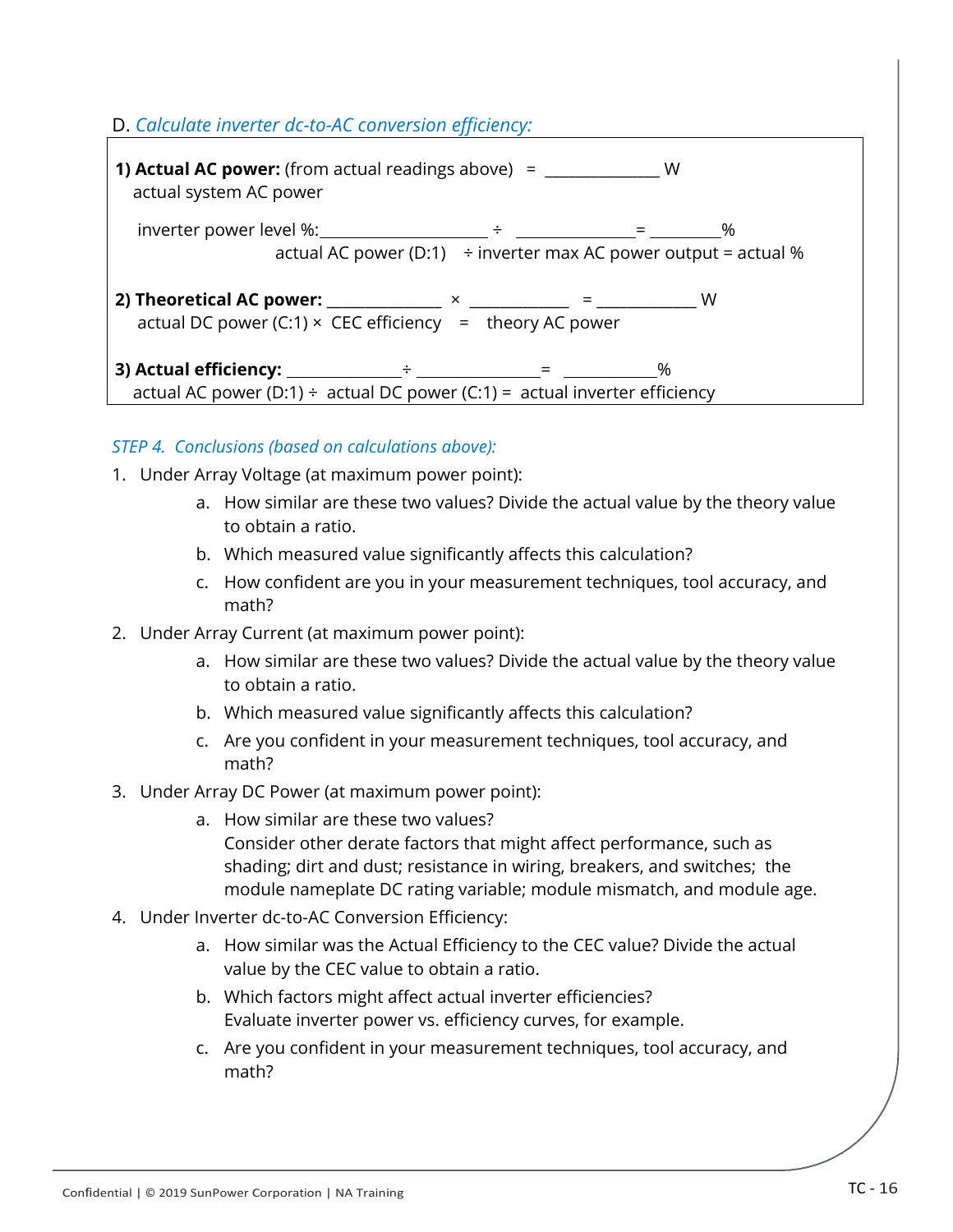D. *Calculate inverter dc-to-AC conversion efficiency:*

**1) Actual AC power:** (from actual readings above) = _____________ W
actual system AC power

inverter power level %: ___________________ ÷ ______________ = ________%
actual AC power (D:1) ÷ inverter max AC power output = actual %

**2) Theoretical AC power:** _____________ × ___________ = ___________ W
actual DC power (C:1) × CEC efficiency = theory AC power

**3) Actual efficiency:** _____________ ÷ ______________ = ___________%
actual AC power (D:1) ÷ actual DC power (C:1) = actual inverter efficiency

*STEP 4. Conclusions (based on calculations above):*

1. Under Array Voltage (at maximum power point):
   a. How similar are these two values? Divide the actual value by the theory value to obtain a ratio.
   b. Which measured value significantly affects this calculation?
   c. How confident are you in your measurement techniques, tool accuracy, and math?
2. Under Array Current (at maximum power point):
   a. How similar are these two values? Divide the actual value by the theory value to obtain a ratio.
   b. Which measured value significantly affects this calculation?
   c. Are you confident in your measurement techniques, tool accuracy, and math?
3. Under Array DC Power (at maximum power point):
   a. How similar are these two values?
      Consider other derate factors that might affect performance, such as shading; dirt and dust; resistance in wiring, breakers, and switches; the module nameplate DC rating variable; module mismatch, and module age.
4. Under Inverter dc-to-AC Conversion Efficiency:
   a. How similar was the Actual Efficiency to the CEC value? Divide the actual value by the CEC value to obtain a ratio.
   b. Which factors might affect actual inverter efficiencies?
      Evaluate inverter power vs. efficiency curves, for example.
   c. Are you confident in your measurement techniques, tool accuracy, and math?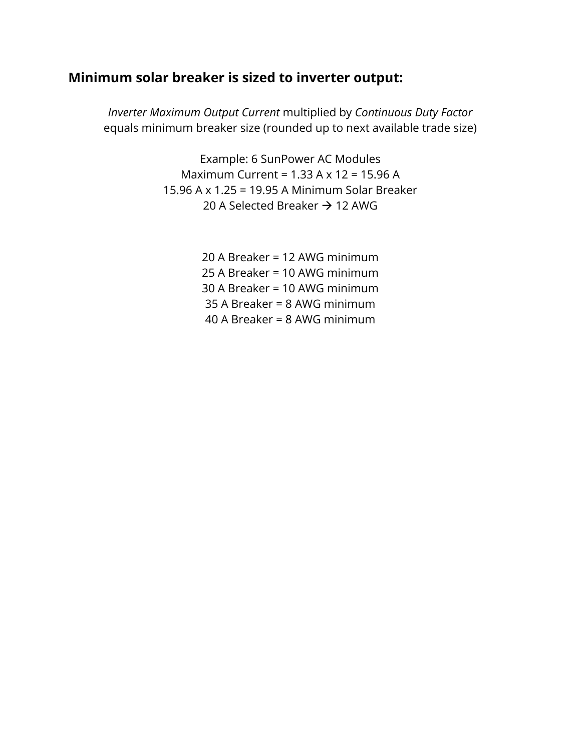**Minimum solar breaker is sized to inverter output:**

*Inverter Maximum Output Current* multiplied by *Continuous Duty Factor*
equals minimum breaker size (rounded up to next available trade size)

Example: 6 SunPower AC Modules
Maximum Current = 1.33 A x 12 = 15.96 A
15.96 A x 1.25 = 19.95 A Minimum Solar Breaker
20 A Selected Breaker → 12 AWG

20 A Breaker = 12 AWG minimum
25 A Breaker = 10 AWG minimum
30 A Breaker = 10 AWG minimum
35 A Breaker = 8 AWG minimum
40 A Breaker = 8 AWG minimum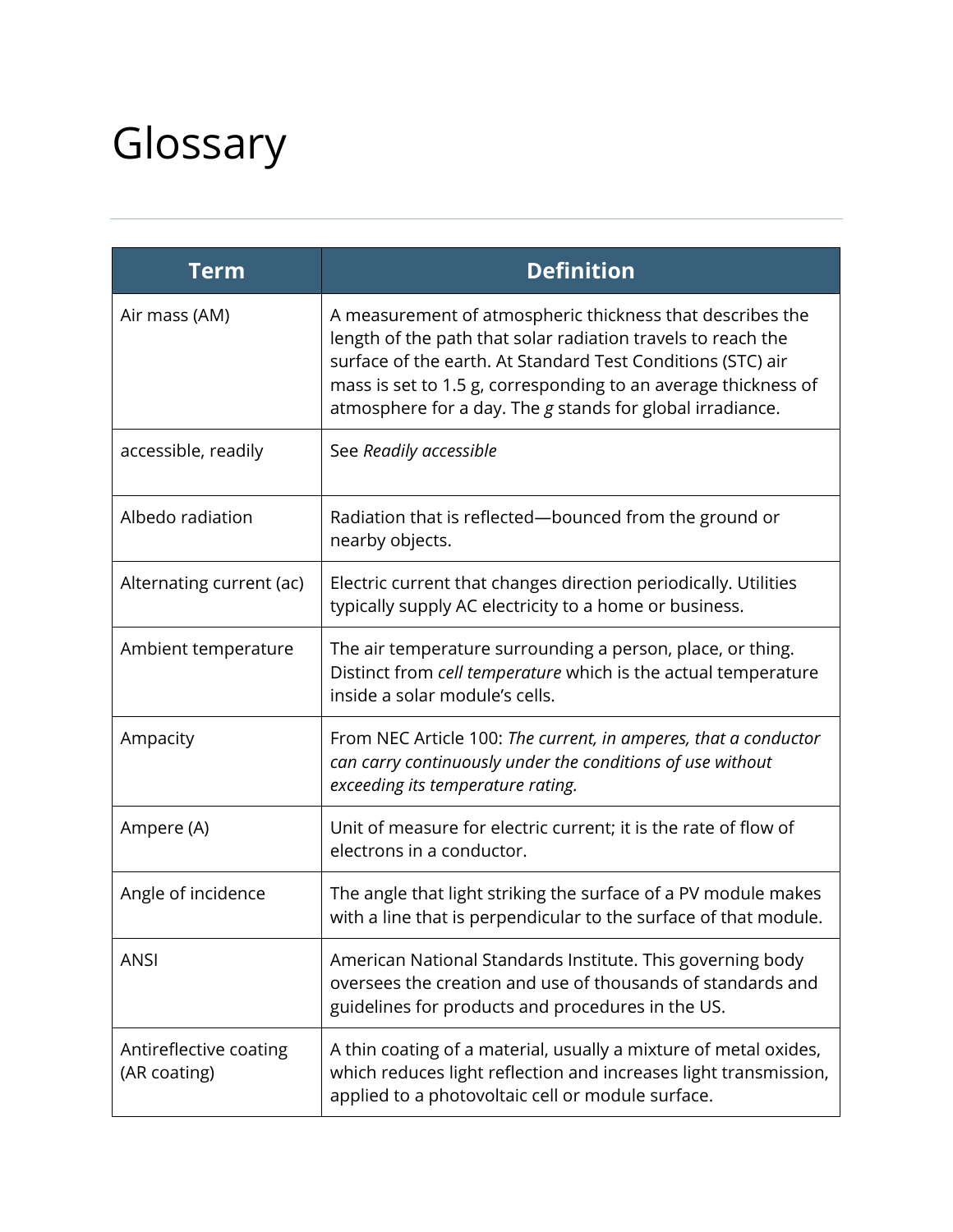# Glossary

| Term | Definition |
| --- | --- |
| Air mass (AM) | A measurement of atmospheric thickness that describes the length of the path that solar radiation travels to reach the surface of the earth. At Standard Test Conditions (STC) air mass is set to 1.5 g, corresponding to an average thickness of atmosphere for a day. The *g* stands for global irradiance. |
| accessible, readily | See *Readily accessible* |
| Albedo radiation | Radiation that is reflected—bounced from the ground or nearby objects. |
| Alternating current (ac) | Electric current that changes direction periodically. Utilities typically supply AC electricity to a home or business. |
| Ambient temperature | The air temperature surrounding a person, place, or thing. Distinct from *cell temperature* which is the actual temperature inside a solar module's cells. |
| Ampacity | From NEC Article 100: *The current, in amperes, that a conductor can carry continuously under the conditions of use without exceeding its temperature rating.* |
| Ampere (A) | Unit of measure for electric current; it is the rate of flow of electrons in a conductor. |
| Angle of incidence | The angle that light striking the surface of a PV module makes with a line that is perpendicular to the surface of that module. |
| ANSI | American National Standards Institute. This governing body oversees the creation and use of thousands of standards and guidelines for products and procedures in the US. |
| Antireflective coating (AR coating) | A thin coating of a material, usually a mixture of metal oxides, which reduces light reflection and increases light transmission, applied to a photovoltaic cell or module surface. |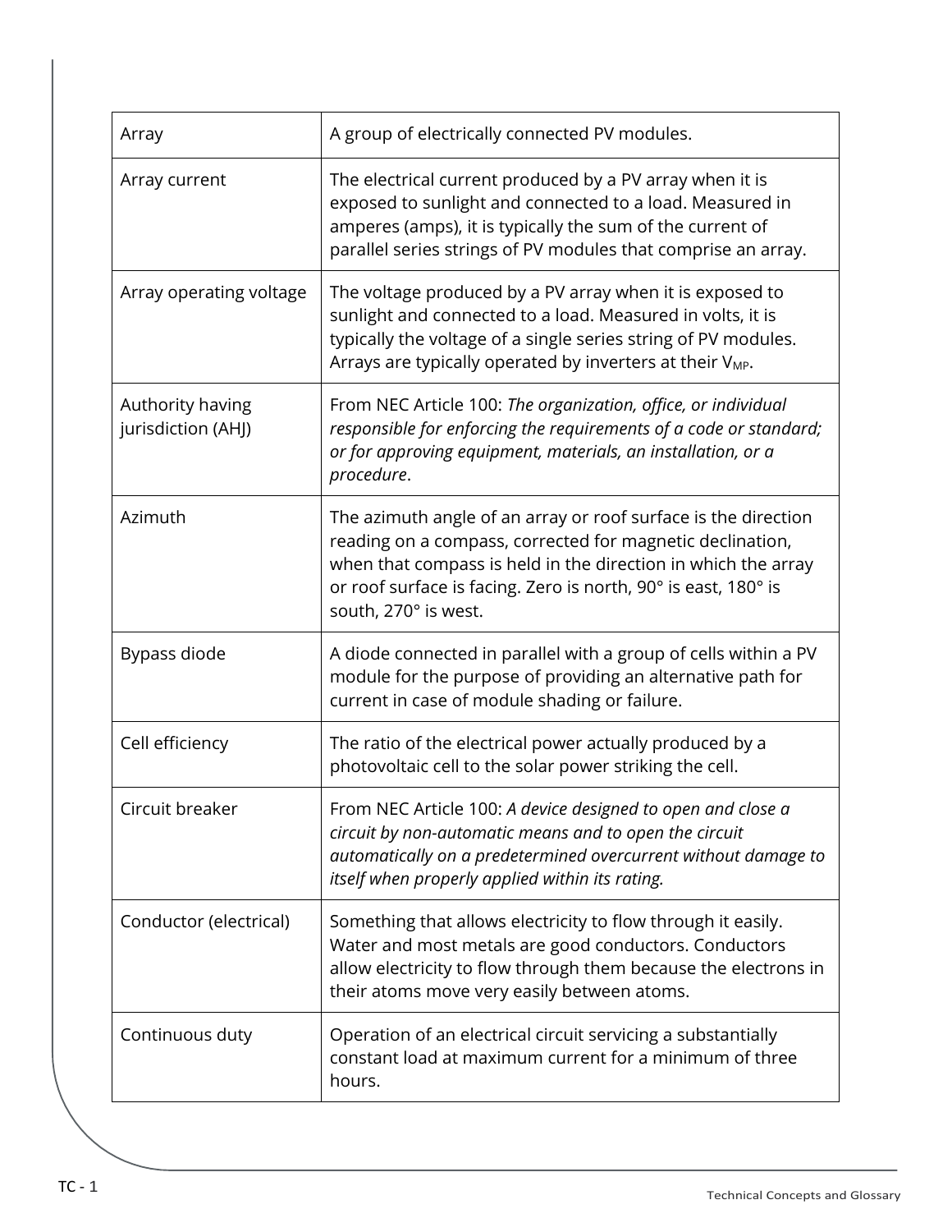| | |
|---|---|
| Array | A group of electrically connected PV modules. |
| Array current | The electrical current produced by a PV array when it is exposed to sunlight and connected to a load. Measured in amperes (amps), it is typically the sum of the current of parallel series strings of PV modules that comprise an array. |
| Array operating voltage | The voltage produced by a PV array when it is exposed to sunlight and connected to a load. Measured in volts, it is typically the voltage of a single series string of PV modules. Arrays are typically operated by inverters at their $V_{MP}$. |
| Authority having jurisdiction (AHJ) | From NEC Article 100: *The organization, office, or individual responsible for enforcing the requirements of a code or standard; or for approving equipment, materials, an installation, or a procedure*. |
| Azimuth | The azimuth angle of an array or roof surface is the direction reading on a compass, corrected for magnetic declination, when that compass is held in the direction in which the array or roof surface is facing. Zero is north, 90° is east, 180° is south, 270° is west. |
| Bypass diode | A diode connected in parallel with a group of cells within a PV module for the purpose of providing an alternative path for current in case of module shading or failure. |
| Cell efficiency | The ratio of the electrical power actually produced by a photovoltaic cell to the solar power striking the cell. |
| Circuit breaker | From NEC Article 100: *A device designed to open and close a circuit by non-automatic means and to open the circuit automatically on a predetermined overcurrent without damage to itself when properly applied within its rating.* |
| Conductor (electrical) | Something that allows electricity to flow through it easily. Water and most metals are good conductors. Conductors allow electricity to flow through them because the electrons in their atoms move very easily between atoms. |
| Continuous duty | Operation of an electrical circuit servicing a substantially constant load at maximum current for a minimum of three hours. |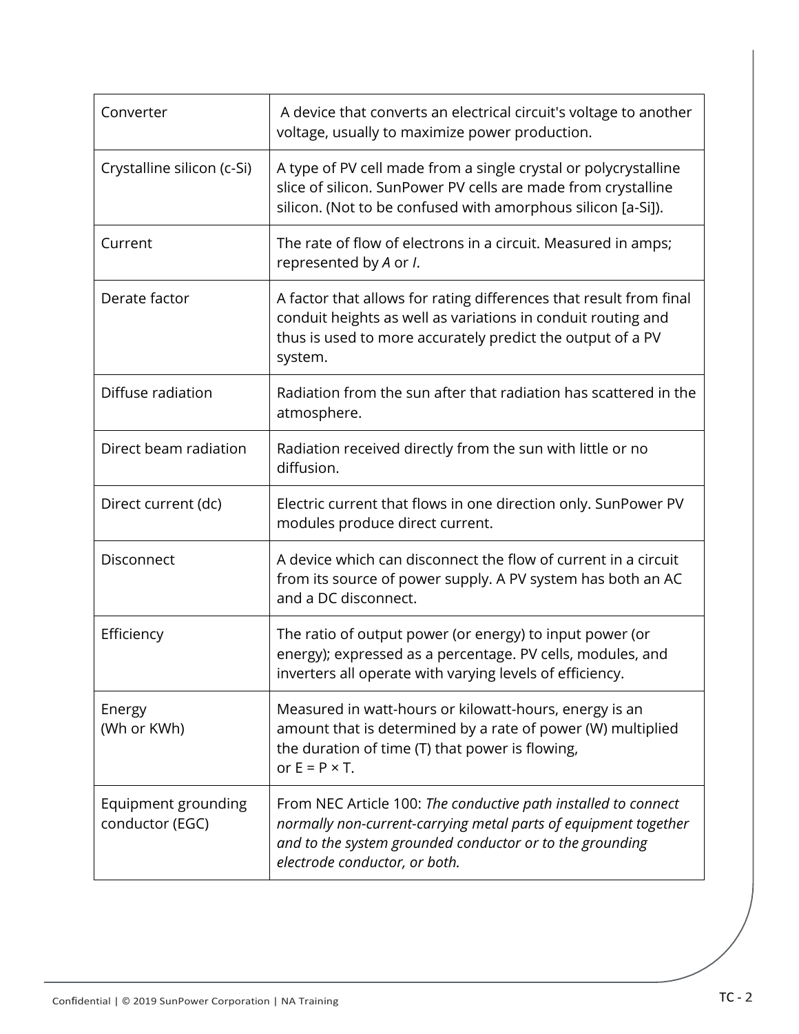| | |
|---|---|
| Converter | A device that converts an electrical circuit's voltage to another voltage, usually to maximize power production. |
| Crystalline silicon (c-Si) | A type of PV cell made from a single crystal or polycrystalline slice of silicon. SunPower PV cells are made from crystalline silicon. (Not to be confused with amorphous silicon [a-Si]). |
| Current | The rate of flow of electrons in a circuit. Measured in amps; represented by *A* or *I*. |
| Derate factor | A factor that allows for rating differences that result from final conduit heights as well as variations in conduit routing and thus is used to more accurately predict the output of a PV system. |
| Diffuse radiation | Radiation from the sun after that radiation has scattered in the atmosphere. |
| Direct beam radiation | Radiation received directly from the sun with little or no diffusion. |
| Direct current (dc) | Electric current that flows in one direction only. SunPower PV modules produce direct current. |
| Disconnect | A device which can disconnect the flow of current in a circuit from its source of power supply. A PV system has both an AC and a DC disconnect. |
| Efficiency | The ratio of output power (or energy) to input power (or energy); expressed as a percentage. PV cells, modules, and inverters all operate with varying levels of efficiency. |
| Energy (Wh or KWh) | Measured in watt-hours or kilowatt-hours, energy is an amount that is determined by a rate of power (W) multiplied the duration of time (T) that power is flowing, or $E = P \times T$. |
| Equipment grounding conductor (EGC) | From NEC Article 100: *The conductive path installed to connect normally non-current-carrying metal parts of equipment together and to the system grounded conductor or to the grounding electrode conductor, or both.* |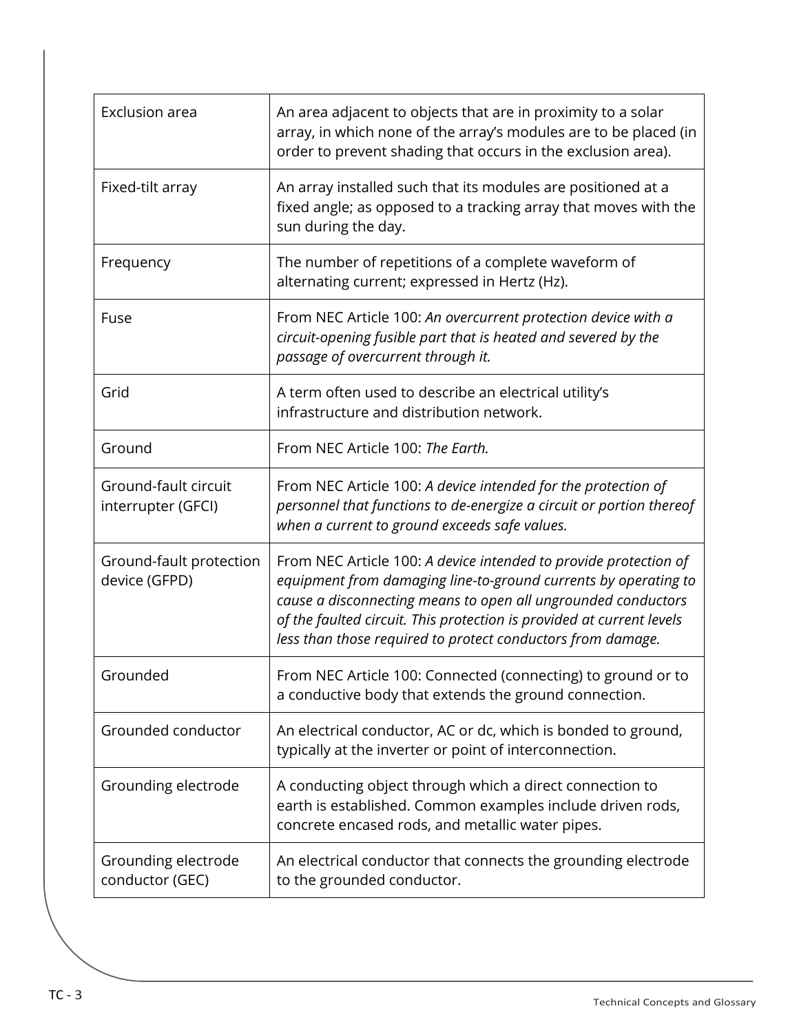| | |
|---|---|
| Exclusion area | An area adjacent to objects that are in proximity to a solar array, in which none of the array's modules are to be placed (in order to prevent shading that occurs in the exclusion area). |
| Fixed-tilt array | An array installed such that its modules are positioned at a fixed angle; as opposed to a tracking array that moves with the sun during the day. |
| Frequency | The number of repetitions of a complete waveform of alternating current; expressed in Hertz (Hz). |
| Fuse | From NEC Article 100: *An overcurrent protection device with a circuit-opening fusible part that is heated and severed by the passage of overcurrent through it.* |
| Grid | A term often used to describe an electrical utility's infrastructure and distribution network. |
| Ground | From NEC Article 100: *The Earth.* |
| Ground-fault circuit interrupter (GFCI) | From NEC Article 100: *A device intended for the protection of personnel that functions to de-energize a circuit or portion thereof when a current to ground exceeds safe values.* |
| Ground-fault protection device (GFPD) | From NEC Article 100: *A device intended to provide protection of equipment from damaging line-to-ground currents by operating to cause a disconnecting means to open all ungrounded conductors of the faulted circuit. This protection is provided at current levels less than those required to protect conductors from damage.* |
| Grounded | From NEC Article 100: Connected (connecting) to ground or to a conductive body that extends the ground connection. |
| Grounded conductor | An electrical conductor, AC or dc, which is bonded to ground, typically at the inverter or point of interconnection. |
| Grounding electrode | A conducting object through which a direct connection to earth is established. Common examples include driven rods, concrete encased rods, and metallic water pipes. |
| Grounding electrode conductor (GEC) | An electrical conductor that connects the grounding electrode to the grounded conductor. |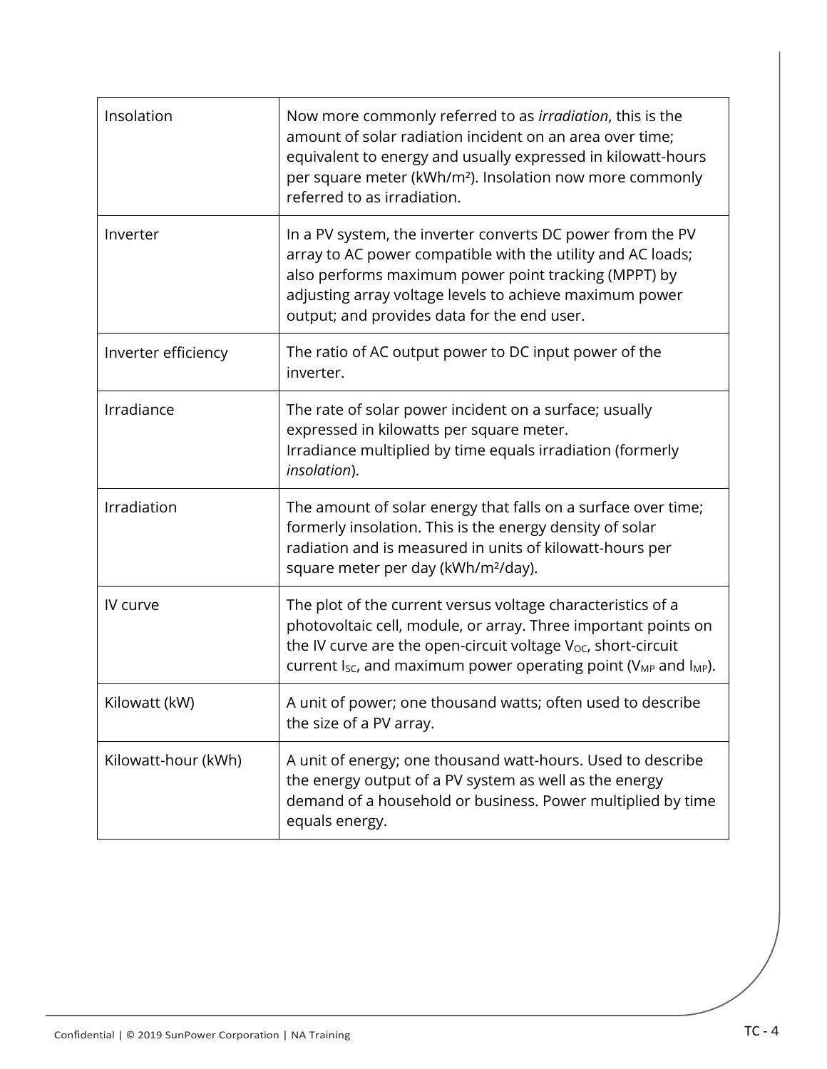| | |
|---|---|
| Insolation | Now more commonly referred to as *irradiation*, this is the amount of solar radiation incident on an area over time; equivalent to energy and usually expressed in kilowatt-hours per square meter (kWh/m²). Insolation now more commonly referred to as irradiation. |
| Inverter | In a PV system, the inverter converts DC power from the PV array to AC power compatible with the utility and AC loads; also performs maximum power point tracking (MPPT) by adjusting array voltage levels to achieve maximum power output; and provides data for the end user. |
| Inverter efficiency | The ratio of AC output power to DC input power of the inverter. |
| Irradiance | The rate of solar power incident on a surface; usually expressed in kilowatts per square meter. Irradiance multiplied by time equals irradiation (formerly *insolation*). |
| Irradiation | The amount of solar energy that falls on a surface over time; formerly insolation. This is the energy density of solar radiation and is measured in units of kilowatt-hours per square meter per day (kWh/m²/day). |
| IV curve | The plot of the current versus voltage characteristics of a photovoltaic cell, module, or array. Three important points on the IV curve are the open-circuit voltage $V_{OC}$, short-circuit current $I_{SC}$, and maximum power operating point ($V_{MP}$ and $I_{MP}$). |
| Kilowatt (kW) | A unit of power; one thousand watts; often used to describe the size of a PV array. |
| Kilowatt-hour (kWh) | A unit of energy; one thousand watt-hours. Used to describe the energy output of a PV system as well as the energy demand of a household or business. Power multiplied by time equals energy. |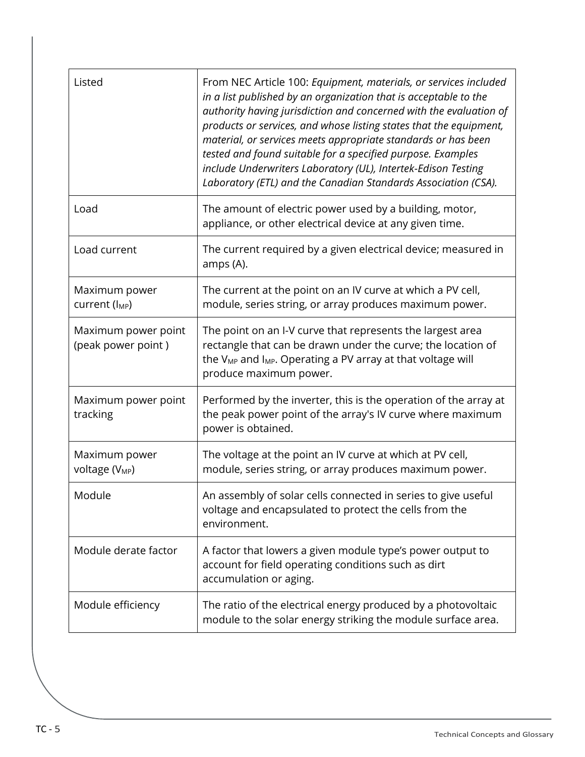| | |
|---|---|
| Listed | From NEC Article 100: *Equipment, materials, or services included in a list published by an organization that is acceptable to the authority having jurisdiction and concerned with the evaluation of products or services, and whose listing states that the equipment, material, or services meets appropriate standards or has been tested and found suitable for a specified purpose. Examples include Underwriters Laboratory (UL), Intertek-Edison Testing Laboratory (ETL) and the Canadian Standards Association (CSA).* |
| Load | The amount of electric power used by a building, motor, appliance, or other electrical device at any given time. |
| Load current | The current required by a given electrical device; measured in amps (A). |
| Maximum power current ($I_{MP}$) | The current at the point on an IV curve at which a PV cell, module, series string, or array produces maximum power. |
| Maximum power point (peak power point ) | The point on an I-V curve that represents the largest area rectangle that can be drawn under the curve; the location of the $V_{MP}$ and $I_{MP}$. Operating a PV array at that voltage will produce maximum power. |
| Maximum power point tracking | Performed by the inverter, this is the operation of the array at the peak power point of the array's IV curve where maximum power is obtained. |
| Maximum power voltage ($V_{MP}$) | The voltage at the point an IV curve at which at PV cell, module, series string, or array produces maximum power. |
| Module | An assembly of solar cells connected in series to give useful voltage and encapsulated to protect the cells from the environment. |
| Module derate factor | A factor that lowers a given module type's power output to account for field operating conditions such as dirt accumulation or aging. |
| Module efficiency | The ratio of the electrical energy produced by a photovoltaic module to the solar energy striking the module surface area. |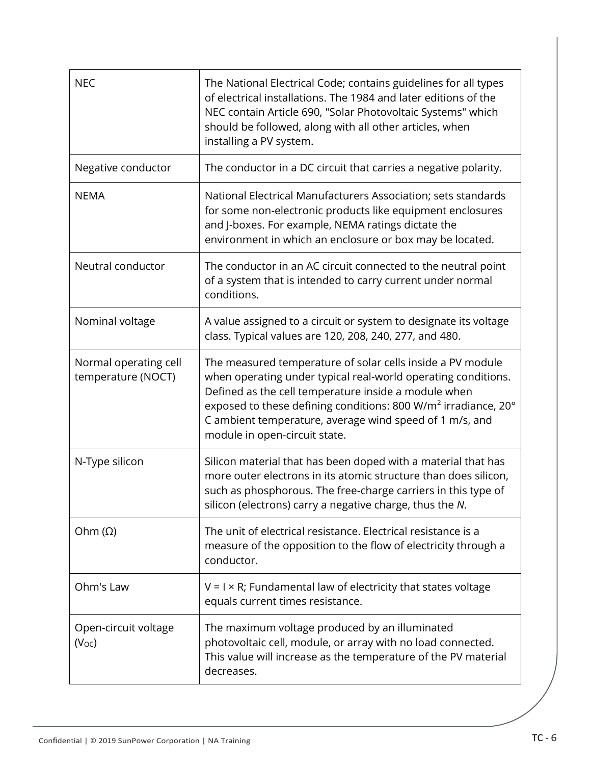| | |
|---|---|
| NEC | The National Electrical Code; contains guidelines for all types of electrical installations. The 1984 and later editions of the NEC contain Article 690, "Solar Photovoltaic Systems" which should be followed, along with all other articles, when installing a PV system. |
| Negative conductor | The conductor in a DC circuit that carries a negative polarity. |
| NEMA | National Electrical Manufacturers Association; sets standards for some non-electronic products like equipment enclosures and J-boxes. For example, NEMA ratings dictate the environment in which an enclosure or box may be located. |
| Neutral conductor | The conductor in an AC circuit connected to the neutral point of a system that is intended to carry current under normal conditions. |
| Nominal voltage | A value assigned to a circuit or system to designate its voltage class. Typical values are 120, 208, 240, 277, and 480. |
| Normal operating cell temperature (NOCT) | The measured temperature of solar cells inside a PV module when operating under typical real-world operating conditions. Defined as the cell temperature inside a module when exposed to these defining conditions: 800 W/$m^2$ irradiance, 20° C ambient temperature, average wind speed of 1 m/s, and module in open-circuit state. |
| N-Type silicon | Silicon material that has been doped with a material that has more outer electrons in its atomic structure than does silicon, such as phosphorous. The free-charge carriers in this type of silicon (electrons) carry a negative charge, thus the *N*. |
| Ohm (Ω) | The unit of electrical resistance. Electrical resistance is a measure of the opposition to the flow of electricity through a conductor. |
| Ohm's Law | $V = I \times R$; Fundamental law of electricity that states voltage equals current times resistance. |
| Open-circuit voltage ($V_{OC}$) | The maximum voltage produced by an illuminated photovoltaic cell, module, or array with no load connected. This value will increase as the temperature of the PV material decreases. |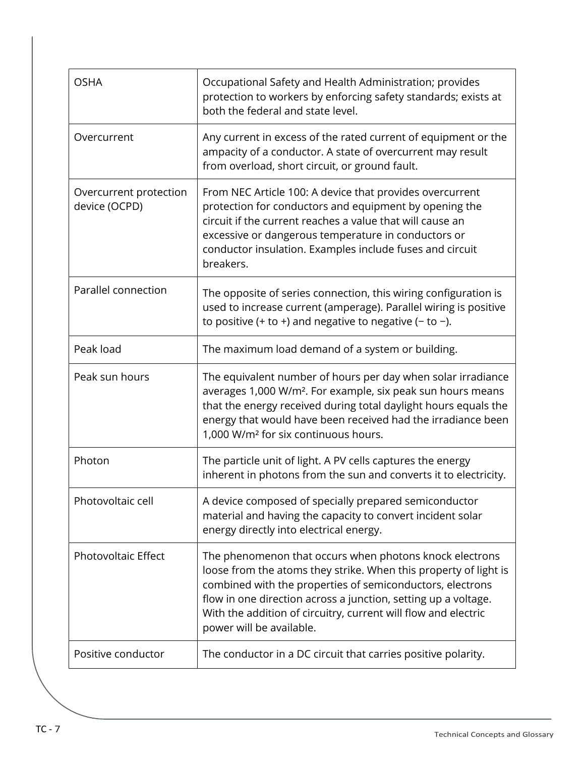| | |
|---|---|
| OSHA | Occupational Safety and Health Administration; provides protection to workers by enforcing safety standards; exists at both the federal and state level. |
| Overcurrent | Any current in excess of the rated current of equipment or the ampacity of a conductor. A state of overcurrent may result from overload, short circuit, or ground fault. |
| Overcurrent protection device (OCPD) | From NEC Article 100: A device that provides overcurrent protection for conductors and equipment by opening the circuit if the current reaches a value that will cause an excessive or dangerous temperature in conductors or conductor insulation. Examples include fuses and circuit breakers. |
| Parallel connection | The opposite of series connection, this wiring configuration is used to increase current (amperage). Parallel wiring is positive to positive (+ to +) and negative to negative (− to −). |
| Peak load | The maximum load demand of a system or building. |
| Peak sun hours | The equivalent number of hours per day when solar irradiance averages 1,000 W/m². For example, six peak sun hours means that the energy received during total daylight hours equals the energy that would have been received had the irradiance been 1,000 W/m² for six continuous hours. |
| Photon | The particle unit of light. A PV cells captures the energy inherent in photons from the sun and converts it to electricity. |
| Photovoltaic cell | A device composed of specially prepared semiconductor material and having the capacity to convert incident solar energy directly into electrical energy. |
| Photovoltaic Effect | The phenomenon that occurs when photons knock electrons loose from the atoms they strike. When this property of light is combined with the properties of semiconductors, electrons flow in one direction across a junction, setting up a voltage. With the addition of circuitry, current will flow and electric power will be available. |
| Positive conductor | The conductor in a DC circuit that carries positive polarity. |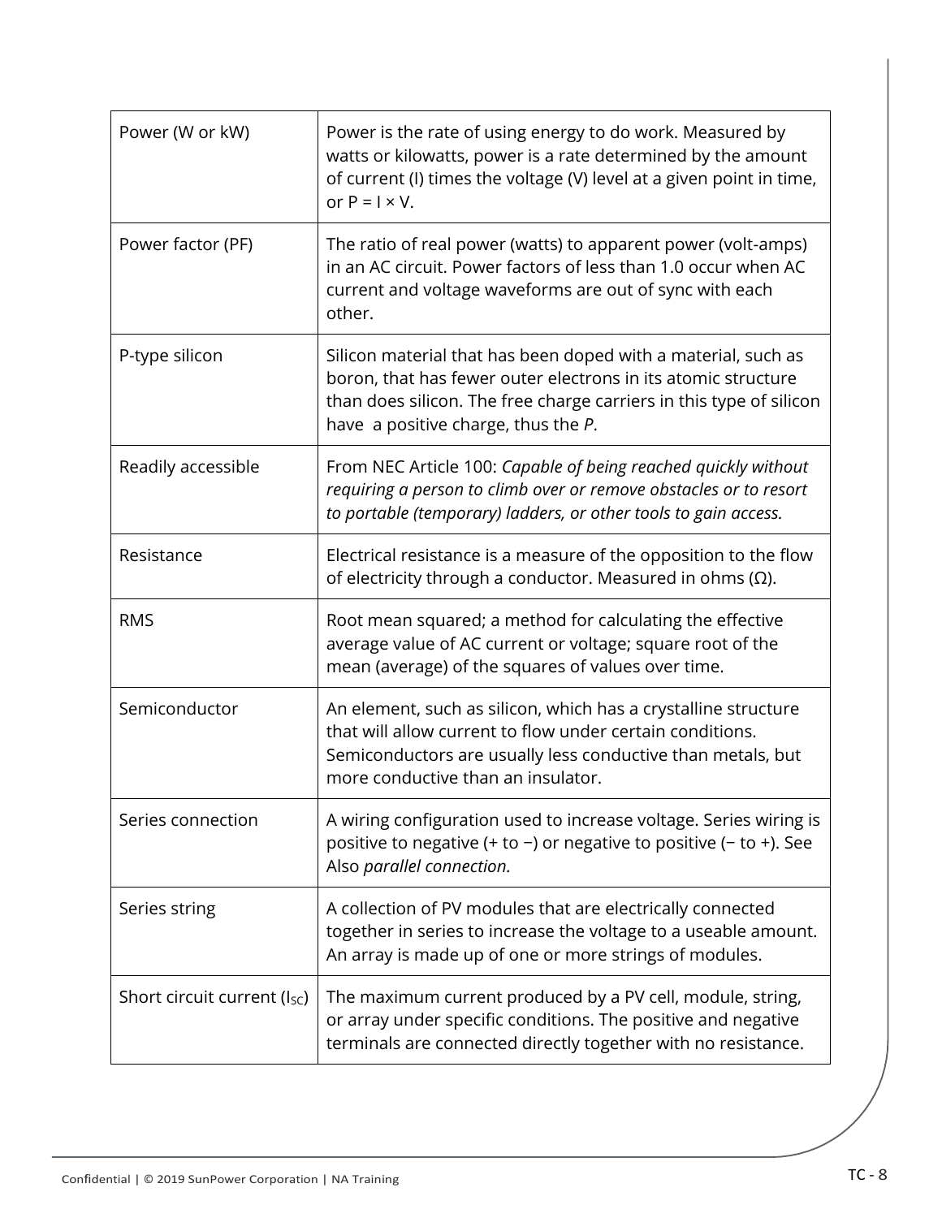| | |
|---|---|
| Power (W or kW) | Power is the rate of using energy to do work. Measured by watts or kilowatts, power is a rate determined by the amount of current (I) times the voltage (V) level at a given point in time, or $P = I \times V$. |
| Power factor (PF) | The ratio of real power (watts) to apparent power (volt-amps) in an AC circuit. Power factors of less than 1.0 occur when AC current and voltage waveforms are out of sync with each other. |
| P-type silicon | Silicon material that has been doped with a material, such as boron, that has fewer outer electrons in its atomic structure than does silicon. The free charge carriers in this type of silicon have a positive charge, thus the *P*. |
| Readily accessible | From NEC Article 100: *Capable of being reached quickly without requiring a person to climb over or remove obstacles or to resort to portable (temporary) ladders, or other tools to gain access.* |
| Resistance | Electrical resistance is a measure of the opposition to the flow of electricity through a conductor. Measured in ohms (Ω). |
| RMS | Root mean squared; a method for calculating the effective average value of AC current or voltage; square root of the mean (average) of the squares of values over time. |
| Semiconductor | An element, such as silicon, which has a crystalline structure that will allow current to flow under certain conditions. Semiconductors are usually less conductive than metals, but more conductive than an insulator. |
| Series connection | A wiring configuration used to increase voltage. Series wiring is positive to negative (+ to −) or negative to positive (− to +). See Also *parallel connection.* |
| Series string | A collection of PV modules that are electrically connected together in series to increase the voltage to a useable amount. An array is made up of one or more strings of modules. |
| Short circuit current ($I_{SC}$) | The maximum current produced by a PV cell, module, string, or array under specific conditions. The positive and negative terminals are connected directly together with no resistance. |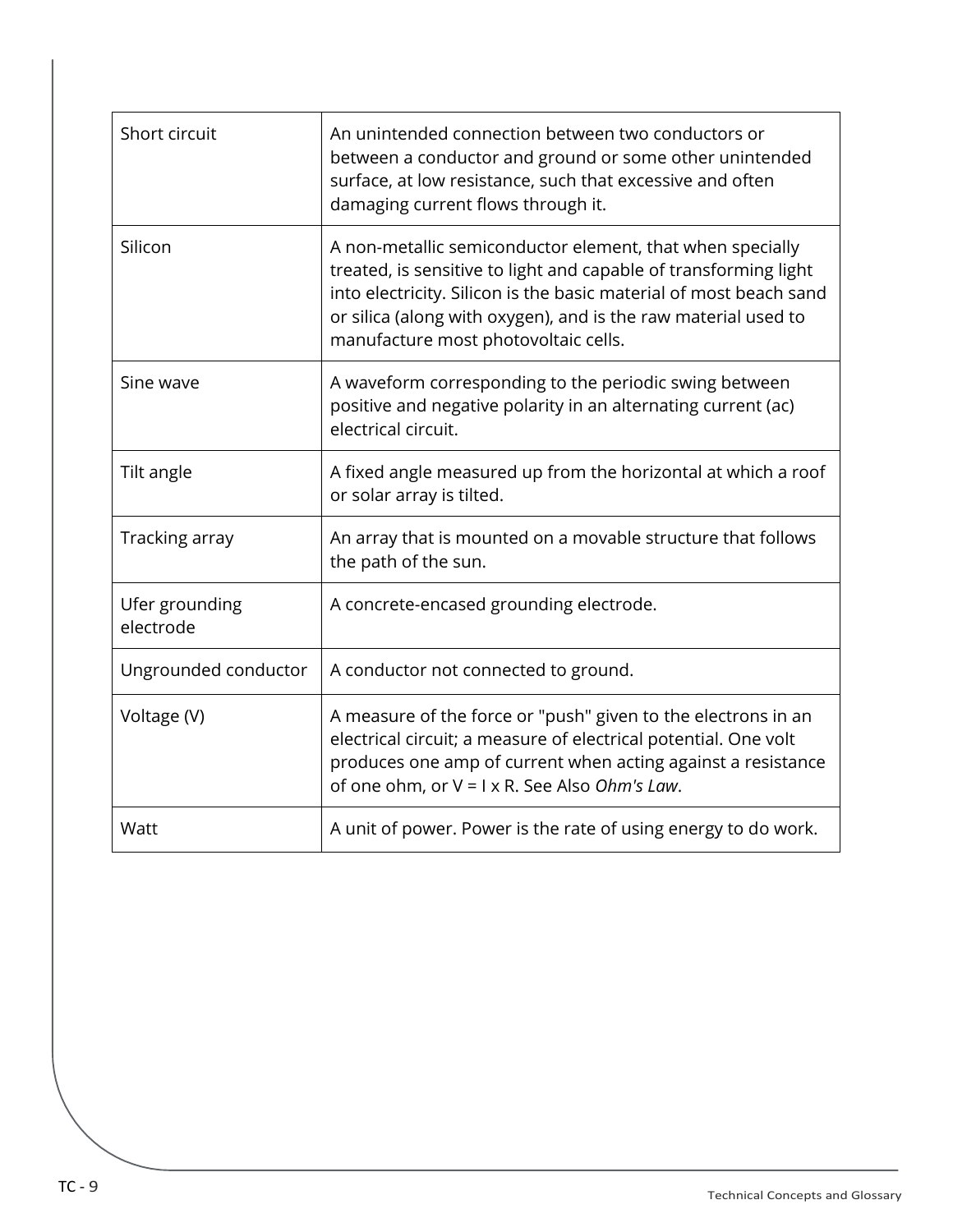| | |
|---|---|
| Short circuit | An unintended connection between two conductors or between a conductor and ground or some other unintended surface, at low resistance, such that excessive and often damaging current flows through it. |
| Silicon | A non-metallic semiconductor element, that when specially treated, is sensitive to light and capable of transforming light into electricity. Silicon is the basic material of most beach sand or silica (along with oxygen), and is the raw material used to manufacture most photovoltaic cells. |
| Sine wave | A waveform corresponding to the periodic swing between positive and negative polarity in an alternating current (ac) electrical circuit. |
| Tilt angle | A fixed angle measured up from the horizontal at which a roof or solar array is tilted. |
| Tracking array | An array that is mounted on a movable structure that follows the path of the sun. |
| Ufer grounding electrode | A concrete-encased grounding electrode. |
| Ungrounded conductor | A conductor not connected to ground. |
| Voltage (V) | A measure of the force or "push" given to the electrons in an electrical circuit; a measure of electrical potential. One volt produces one amp of current when acting against a resistance of one ohm, or $V = I \times R$. See Also *Ohm's Law*. |
| Watt | A unit of power. Power is the rate of using energy to do work. |